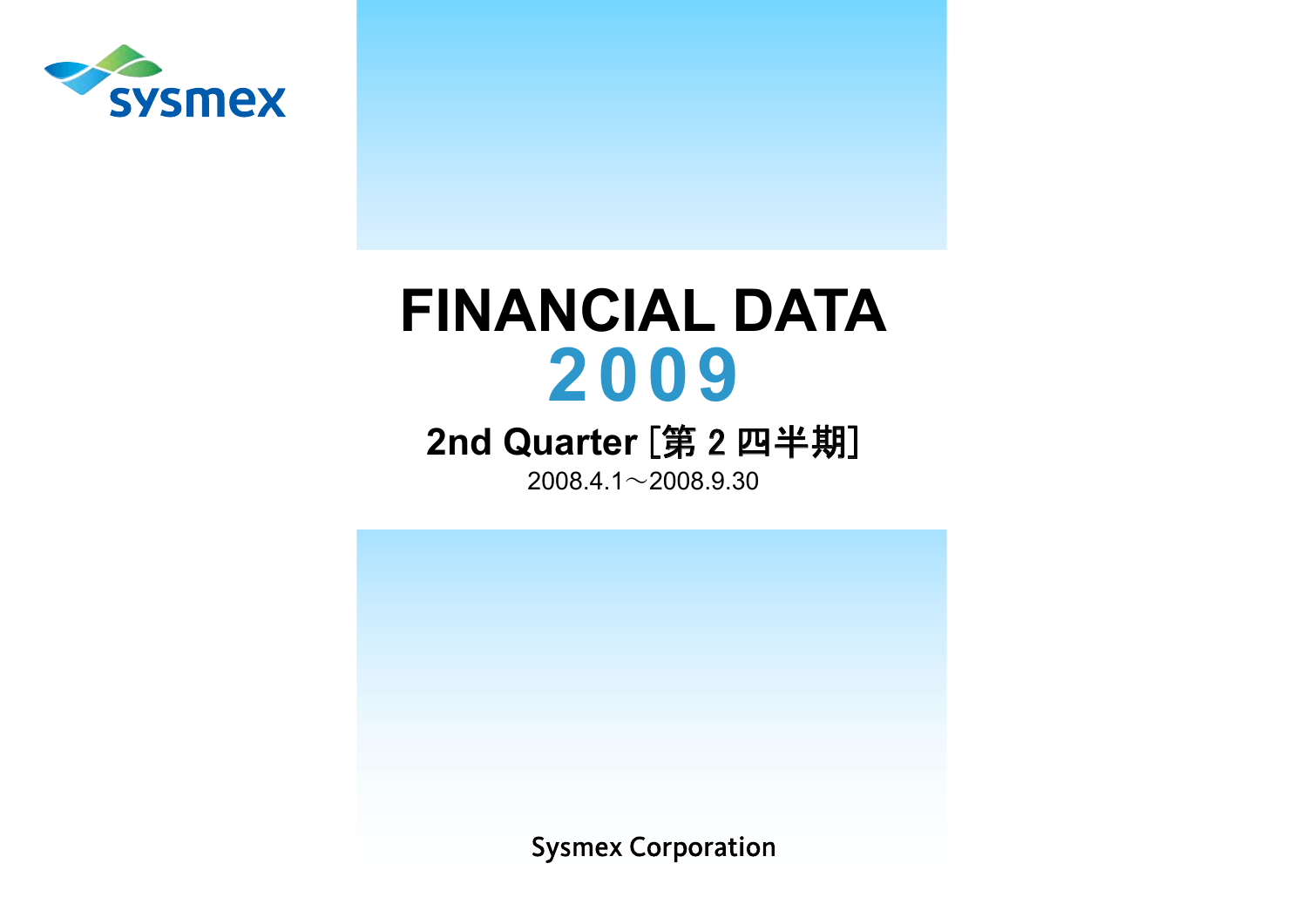sysmex

# FINANCIAL DATA
# 2009

## 2nd Quarter [第 2 四半期]

2008.4.1～2008.9.30

Sysmex Corporation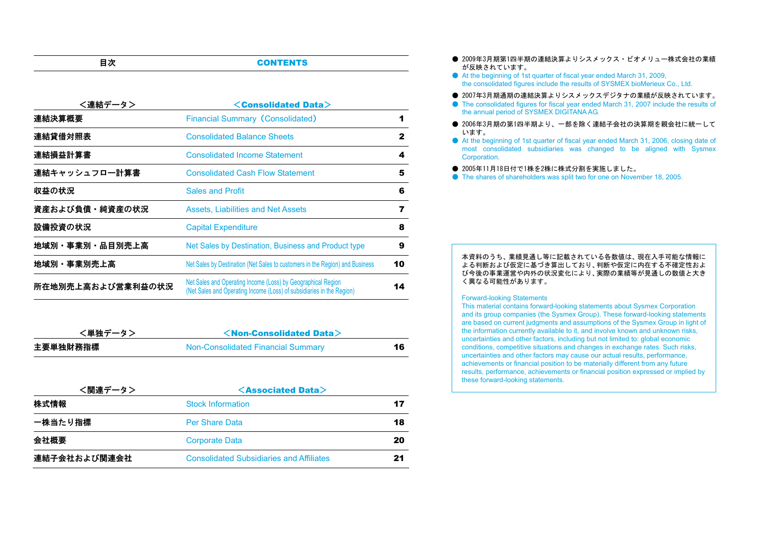| 目次 | CONTENTS | |
|---|---|---|
| **<連結データ>** | **<Consolidated Data>** | |
| 連結決算概要 | Financial Summary（Consolidated） | 1 |
| 連結貸借対照表 | Consolidated Balance Sheets | 2 |
| 連結損益計算書 | Consolidated Income Statement | 4 |
| 連結キャッシュフロー計算書 | Consolidated Cash Flow Statement | 5 |
| 収益の状況 | Sales and Profit | 6 |
| 資産および負債・純資産の状況 | Assets, Liabilities and Net Assets | 7 |
| 設備投資の状況 | Capital Expenditure | 8 |
| 地域別・事業別・品目別売上高 | Net Sales by Destination, Business and Product type | 9 |
| 地域別・事業別売上高 | Net Sales by Destination (Net Sales to customers in the Region) and Business | 10 |
| 所在地別売上高および営業利益の状況 | Net Sales and Operating Income (Loss) by Geographical Region (Net Sales and Operating Income (Loss) of subsidiaries in the Region) | 14 |
| **<単独データ>** | **<Non-Consolidated Data>** | |
| 主要単独財務指標 | Non-Consolidated Financial Summary | 16 |
| **<関連データ>** | **<Associated Data>** | |
| 株式情報 | Stock Information | 17 |
| 一株当たり指標 | Per Share Data | 18 |
| 会社概要 | Corporate Data | 20 |
| 連結子会社および関連会社 | Consolidated Subsidiaries and Affiliates | 21 |

- 2009年3月期第1四半期の連結決算よりシスメックス・ビオメリュー株式会社の業績が反映されています。
- At the beginning of 1st quarter of fiscal year ended March 31, 2009, the consolidated figures include the results of SYSMEX bioMerieux Co., Ltd.
- 2007年3月期通期の連結決算よりシスメックスデジタナの業績が反映されています。
- The consolidated figures for fiscal year ended March 31, 2007 include the results of the annual period of SYSMEX DIGITANA AG.
- 2006年3月期の第1四半期より、一部を除く連結子会社の決算期を親会社に統一しています。
- At the beginning of 1st quarter of fiscal year ended March 31, 2006, closing date of most consolidated subsidiaries was changed to be aligned with Sysmex Corporation.
- 2005年11月18日付で1株を2株に株式分割を実施しました。
- The shares of shareholders was split two for one on November 18, 2005.

本資料のうち、業績見通し等に記載されている各数値は、現在入手可能な情報による判断および仮定に基づき算出しており、判断や仮定に内在する不確定性および今後の事業運営や内外の状況変化により、実際の業績等が見通しの数値と大きく異なる可能性があります。

Forward-looking Statements
This material contains forward-looking statements about Sysmex Corporation and its group companies (the Sysmex Group). These forward-looking statements are based on current judgments and assumptions of the Sysmex Group in light of the information currently available to it, and involve known and unknown risks, uncertainties and other factors, including but not limited to: global economic conditions, competitive situations and changes in exchange rates. Such risks, uncertainties and other factors may cause our actual results, performance, achievements or financial position to be materially different from any future results, performance, achievements or financial position expressed or implied by these forward-looking statements.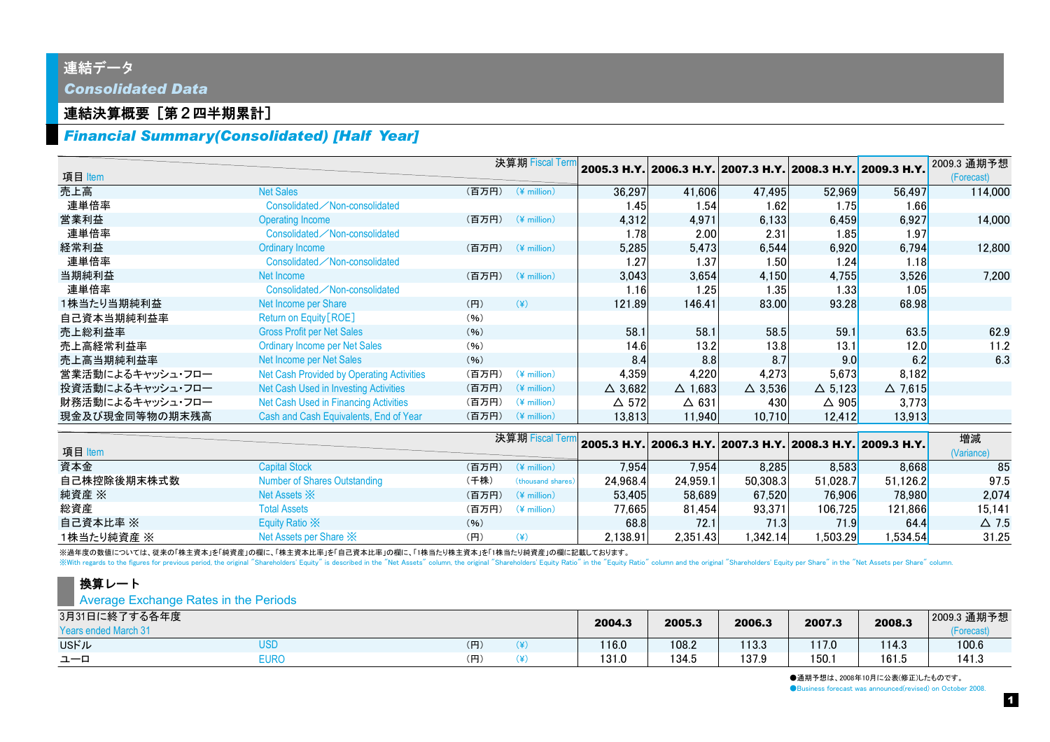# 連結データ
## *Consolidated Data*

### 連結決算概要［第２四半期累計］
### *Financial Summary(Consolidated) [Half Year]*

| 項目 Item | | | 決算期 Fiscal Term | 2005.3 H.Y. | 2006.3 H.Y. | 2007.3 H.Y. | 2008.3 H.Y. | 2009.3 H.Y. | 2009.3 通期予想 (Forecast) |
|---|---|---|---|---|---|---|---|---|---|
| 売上高 | Net Sales | (百万円) | (¥ million) | 36,297 | 41,606 | 47,495 | 52,969 | 56,497 | 114,000 |
| 連単倍率 | Consolidated／Non-consolidated | | | 1.45 | 1.54 | 1.62 | 1.75 | 1.66 | |
| 営業利益 | Operating Income | (百万円) | (¥ million) | 4,312 | 4,971 | 6,133 | 6,459 | 6,927 | 14,000 |
| 連単倍率 | Consolidated／Non-consolidated | | | 1.78 | 2.00 | 2.31 | 1.85 | 1.97 | |
| 経常利益 | Ordinary Income | (百万円) | (¥ million) | 5,285 | 5,473 | 6,544 | 6,920 | 6,794 | 12,800 |
| 連単倍率 | Consolidated／Non-consolidated | | | 1.27 | 1.37 | 1.50 | 1.24 | 1.18 | |
| 当期純利益 | Net Income | (百万円) | (¥ million) | 3,043 | 3,654 | 4,150 | 4,755 | 3,526 | 7,200 |
| 連単倍率 | Consolidated／Non-consolidated | | | 1.16 | 1.25 | 1.35 | 1.33 | 1.05 | |
| 1株当たり当期純利益 | Net Income per Share | (円) | (¥) | 121.89 | 146.41 | 83.00 | 93.28 | 68.98 | |
| 自己資本当期純利益率 | Return on Equity[ROE] | (%) | | | | | | | |
| 売上総利益率 | Gross Profit per Net Sales | (%) | | 58.1 | 58.1 | 58.5 | 59.1 | 63.5 | 62.9 |
| 売上高経常利益率 | Ordinary Income per Net Sales | (%) | | 14.6 | 13.2 | 13.8 | 13.1 | 12.0 | 11.2 |
| 売上高当期純利益率 | Net Income per Net Sales | (%) | | 8.4 | 8.8 | 8.7 | 9.0 | 6.2 | 6.3 |
| 営業活動によるキャッシュ・フロー | Net Cash Provided by Operating Activities | (百万円) | (¥ million) | 4,359 | 4,220 | 4,273 | 5,673 | 8,182 | |
| 投資活動によるキャッシュ・フロー | Net Cash Used in Investing Activities | (百万円) | (¥ million) | △ 3,682 | △ 1,683 | △ 3,536 | △ 5,123 | △ 7,615 | |
| 財務活動によるキャッシュ・フロー | Net Cash Used in Financing Activities | (百万円) | (¥ million) | △ 572 | △ 631 | 430 | △ 905 | 3,773 | |
| 現金及び現金同等物の期末残高 | Cash and Cash Equivalents, End of Year | (百万円) | (¥ million) | 13,813 | 11,940 | 10,710 | 12,412 | 13,913 | |

| 項目 Item | | | 決算期 Fiscal Term | 2005.3 H.Y. | 2006.3 H.Y. | 2007.3 H.Y. | 2008.3 H.Y. | 2009.3 H.Y. | 増減 (Variance) |
|---|---|---|---|---|---|---|---|---|---|
| 資本金 | Capital Stock | (百万円) | (¥ million) | 7,954 | 7,954 | 8,285 | 8,583 | 8,668 | 85 |
| 自己株控除後期末株式数 | Number of Shares Outstanding | (千株) | (thousand shares) | 24,968.4 | 24,959.1 | 50,308.3 | 51,028.7 | 51,126.2 | 97.5 |
| 純資産 ※ | Net Assets ※ | (百万円) | (¥ million) | 53,405 | 58,689 | 67,520 | 76,906 | 78,980 | 2,074 |
| 総資産 | Total Assets | (百万円) | (¥ million) | 77,665 | 81,454 | 93,371 | 106,725 | 121,866 | 15,141 |
| 自己資本比率 ※ | Equity Ratio ※ | (%) | | 68.8 | 72.1 | 71.3 | 71.9 | 64.4 | △ 7.5 |
| 1株当たり純資産 ※ | Net Assets per Share ※ | (円) | (¥) | 2,138.91 | 2,351.43 | 1,342.14 | 1,503.29 | 1,534.54 | 31.25 |

※過年度の数値については、従来の「株主資本」を「純資産」の欄に、「株主資本比率」を「自己資本比率」の欄に、「1株当たり株主資本」を「1株当たり純資産」の欄に記載しております。

※With regards to the figures for previous period, the original "Shareholders' Equity" is described in the "Net Assets" column, the original "Shareholders' Equity Ratio" in the "Equity Ratio" column and the original "Shareholders' Equity per Share" in the "Net Assets per Share" column.

### 換算レート
### Average Exchange Rates in the Periods

| 3月31日に終了する各年度 Years ended March 31 | | | | 2004.3 | 2005.3 | 2006.3 | 2007.3 | 2008.3 | 2009.3 通期予想 (Forecast) |
|---|---|---|---|---|---|---|---|---|---|
| USドル | USD | (円) | (¥) | 116.0 | 108.2 | 113.3 | 117.0 | 114.3 | 100.6 |
| ユーロ | EURO | (円) | (¥) | 131.0 | 134.5 | 137.9 | 150.1 | 161.5 | 141.3 |

●通期予想は、2008年10月に公表(修正)したものです。

●Business forecast was announced(revised) on October 2008.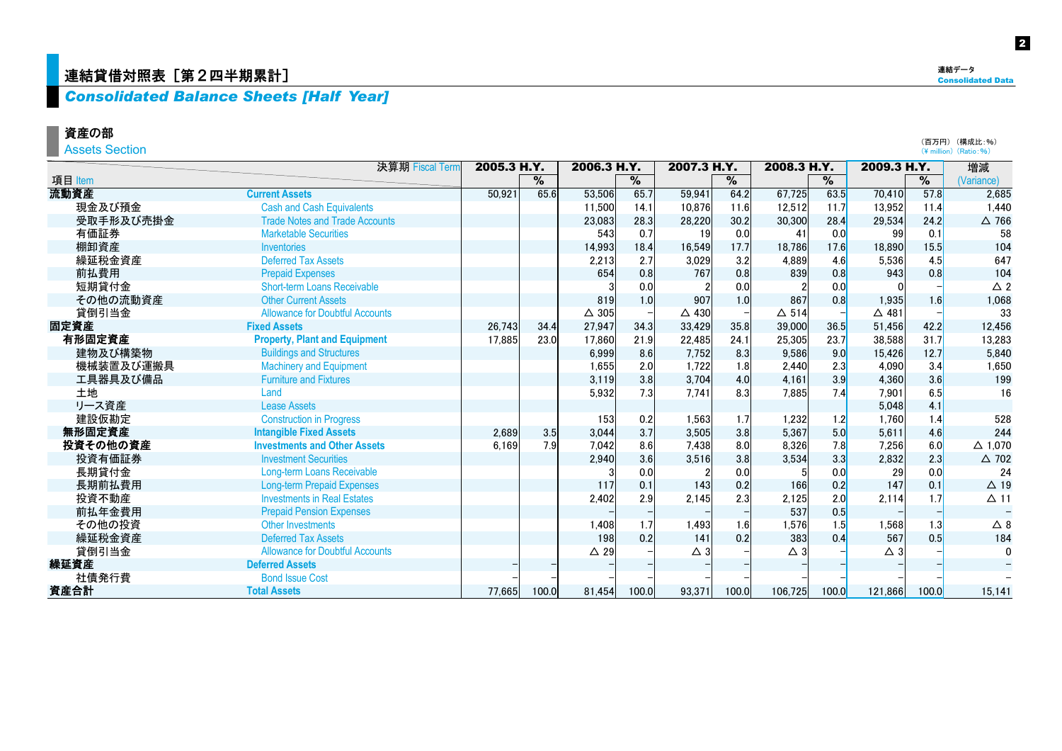# 連結貸借対照表［第２四半期累計］

## *Consolidated Balance Sheets [Half Year]*

### 資産の部
Assets Section

（百万円）（構成比：%）
(¥ million) (Ratio: %)

| 項目 Item | 決算期 Fiscal Term | 2005.3 H.Y. | % | 2006.3 H.Y. | % | 2007.3 H.Y. | % | 2008.3 H.Y. | % | 2009.3 H.Y. | % | 増減 (Variance) |
|---|---|---|---|---|---|---|---|---|---|---|---|---|
| **流動資産** | **Current Assets** | 50,921 | 65.6 | 53,506 | 65.7 | 59,941 | 64.2 | 67,725 | 63.5 | 70,410 | 57.8 | 2,685 |
| 現金及び預金 | Cash and Cash Equivalents | | | 11,500 | 14.1 | 10,876 | 11.6 | 12,512 | 11.7 | 13,952 | 11.4 | 1,440 |
| 受取手形及び売掛金 | Trade Notes and Trade Accounts | | | 23,083 | 28.3 | 28,220 | 30.2 | 30,300 | 28.4 | 29,534 | 24.2 | △ 766 |
| 有価証券 | Marketable Securities | | | 543 | 0.7 | 19 | 0.0 | 41 | 0.0 | 99 | 0.1 | 58 |
| 棚卸資産 | Inventories | | | 14,993 | 18.4 | 16,549 | 17.7 | 18,786 | 17.6 | 18,890 | 15.5 | 104 |
| 繰延税金資産 | Deferred Tax Assets | | | 2,213 | 2.7 | 3,029 | 3.2 | 4,889 | 4.6 | 5,536 | 4.5 | 647 |
| 前払費用 | Prepaid Expenses | | | 654 | 0.8 | 767 | 0.8 | 839 | 0.8 | 943 | 0.8 | 104 |
| 短期貸付金 | Short-term Loans Receivable | | | 3 | 0.0 | 2 | 0.0 | 2 | 0.0 | 0 | – | △ 2 |
| その他の流動資産 | Other Current Assets | | | 819 | 1.0 | 907 | 1.0 | 867 | 0.8 | 1,935 | 1.6 | 1,068 |
| 貸倒引当金 | Allowance for Doubtful Accounts | | | △ 305 | – | △ 430 | – | △ 514 | – | △ 481 | – | 33 |
| **固定資産** | **Fixed Assets** | 26,743 | 34.4 | 27,947 | 34.3 | 33,429 | 35.8 | 39,000 | 36.5 | 51,456 | 42.2 | 12,456 |
| **有形固定資産** | **Property, Plant and Equipment** | 17,885 | 23.0 | 17,860 | 21.9 | 22,485 | 24.1 | 25,305 | 23.7 | 38,588 | 31.7 | 13,283 |
| 建物及び構築物 | Buildings and Structures | | | 6,999 | 8.6 | 7,752 | 8.3 | 9,586 | 9.0 | 15,426 | 12.7 | 5,840 |
| 機械装置及び運搬具 | Machinery and Equipment | | | 1,655 | 2.0 | 1,722 | 1.8 | 2,440 | 2.3 | 4,090 | 3.4 | 1,650 |
| 工具器具及び備品 | Furniture and Fixtures | | | 3,119 | 3.8 | 3,704 | 4.0 | 4,161 | 3.9 | 4,360 | 3.6 | 199 |
| 土地 | Land | | | 5,932 | 7.3 | 7,741 | 8.3 | 7,885 | 7.4 | 7,901 | 6.5 | 16 |
| リース資産 | Lease Assets | | | | | | | | | 5,048 | 4.1 | |
| 建設仮勘定 | Construction in Progress | | | 153 | 0.2 | 1,563 | 1.7 | 1,232 | 1.2 | 1,760 | 1.4 | 528 |
| **無形固定資産** | **Intangible Fixed Assets** | 2,689 | 3.5 | 3,044 | 3.7 | 3,505 | 3.8 | 5,367 | 5.0 | 5,611 | 4.6 | 244 |
| **投資その他の資産** | **Investments and Other Assets** | 6,169 | 7.9 | 7,042 | 8.6 | 7,438 | 8.0 | 8,326 | 7.8 | 7,256 | 6.0 | △ 1,070 |
| 投資有価証券 | Investment Securities | | | 2,940 | 3.6 | 3,516 | 3.8 | 3,534 | 3.3 | 2,832 | 2.3 | △ 702 |
| 長期貸付金 | Long-term Loans Receivable | | | 3 | 0.0 | 2 | 0.0 | 5 | 0.0 | 29 | 0.0 | 24 |
| 長期前払費用 | Long-term Prepaid Expenses | | | 117 | 0.1 | 143 | 0.2 | 166 | 0.2 | 147 | 0.1 | △ 19 |
| 投資不動産 | Investments in Real Estates | | | 2,402 | 2.9 | 2,145 | 2.3 | 2,125 | 2.0 | 2,114 | 1.7 | △ 11 |
| 前払年金費用 | Prepaid Pension Expenses | | | – | – | – | – | 537 | 0.5 | – | – | – |
| その他の投資 | Other Investments | | | 1,408 | 1.7 | 1,493 | 1.6 | 1,576 | 1.5 | 1,568 | 1.3 | △ 8 |
| 繰延税金資産 | Deferred Tax Assets | | | 198 | 0.2 | 141 | 0.2 | 383 | 0.4 | 567 | 0.5 | 184 |
| 貸倒引当金 | Allowance for Doubtful Accounts | | | △ 29 | – | △ 3 | – | △ 3 | – | △ 3 | – | 0 |
| **繰延資産** | **Deferred Assets** | – | – | – | – | – | – | – | – | – | – | – |
| 社債発行費 | Bond Issue Cost | | | – | – | – | – | – | – | – | – | – |
| **資産合計** | **Total Assets** | 77,665 | 100.0 | 81,454 | 100.0 | 93,371 | 100.0 | 106,725 | 100.0 | 121,866 | 100.0 | 15,141 |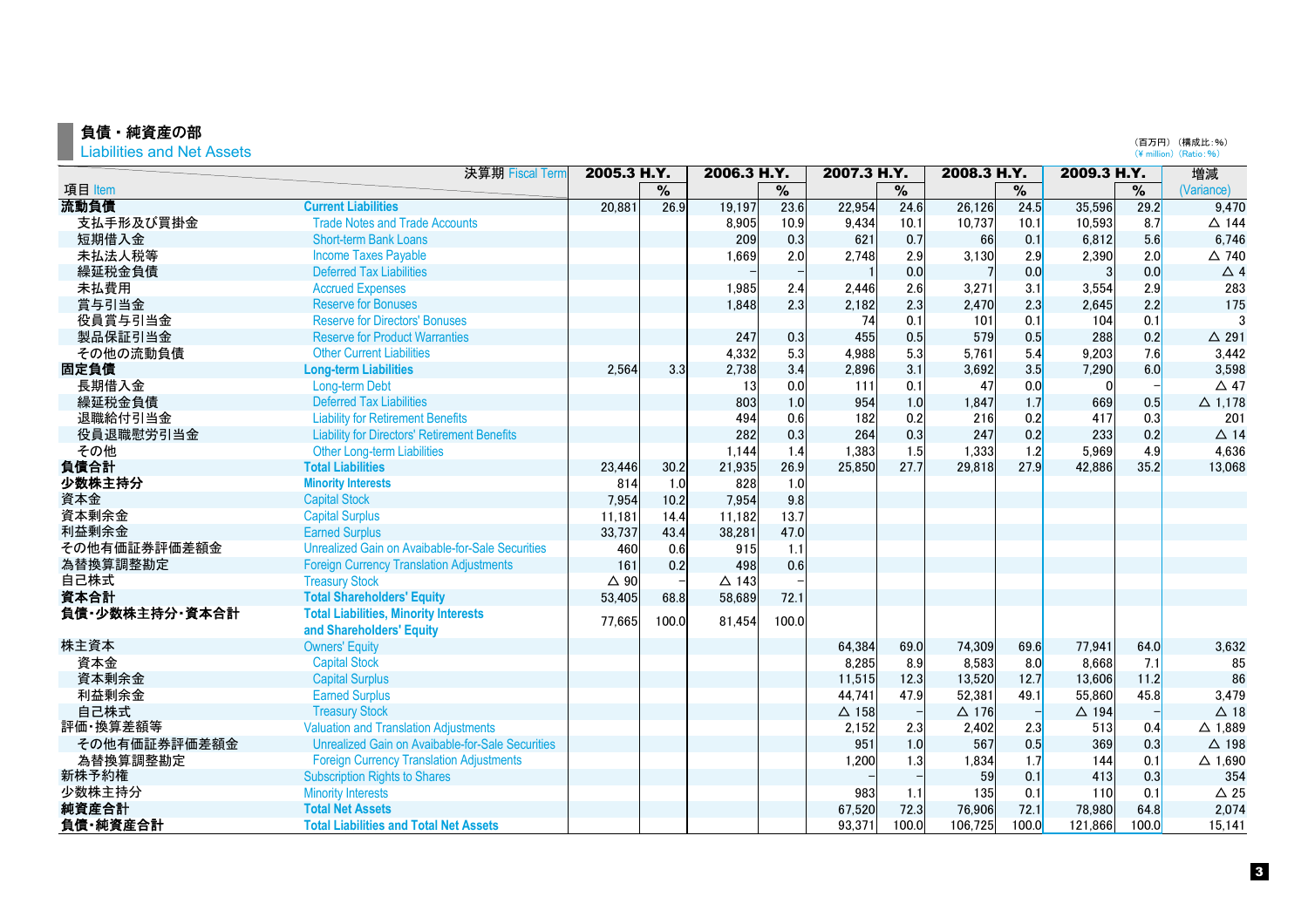## 負債・純資産の部
Liabilities and Net Assets

（百万円）（構成比：%）
(¥ million) (Ratio: %)

| 項目 Item | | 決算期 Fiscal Term 2005.3 H.Y. | % | 2006.3 H.Y. | % | 2007.3 H.Y. | % | 2008.3 H.Y. | % | 2009.3 H.Y. | % | 増減 (Variance) |
|---|---|---|---|---|---|---|---|---|---|---|---|---|
| **流動負債** | **Current Liabilities** | 20,881 | 26.9 | 19,197 | 23.6 | 22,954 | 24.6 | 26,126 | 24.5 | 35,596 | 29.2 | 9,470 |
| 支払手形及び買掛金 | Trade Notes and Trade Accounts | | | 8,905 | 10.9 | 9,434 | 10.1 | 10,737 | 10.1 | 10,593 | 8.7 | △ 144 |
| 短期借入金 | Short-term Bank Loans | | | 209 | 0.3 | 621 | 0.7 | 66 | 0.1 | 6,812 | 5.6 | 6,746 |
| 未払法人税等 | Income Taxes Payable | | | 1,669 | 2.0 | 2,748 | 2.9 | 3,130 | 2.9 | 2,390 | 2.0 | △ 740 |
| 繰延税金負債 | Deferred Tax Liabilities | | | − | − | 1 | 0.0 | 7 | 0.0 | 3 | 0.0 | △ 4 |
| 未払費用 | Accrued Expenses | | | 1,985 | 2.4 | 2,446 | 2.6 | 3,271 | 3.1 | 3,554 | 2.9 | 283 |
| 賞与引当金 | Reserve for Bonuses | | | 1,848 | 2.3 | 2,182 | 2.3 | 2,470 | 2.3 | 2,645 | 2.2 | 175 |
| 役員賞与引当金 | Reserve for Directors' Bonuses | | | | | 74 | 0.1 | 101 | 0.1 | 104 | 0.1 | 3 |
| 製品保証引当金 | Reserve for Product Warranties | | | 247 | 0.3 | 455 | 0.5 | 579 | 0.5 | 288 | 0.2 | △ 291 |
| その他の流動負債 | Other Current Liabilities | | | 4,332 | 5.3 | 4,988 | 5.3 | 5,761 | 5.4 | 9,203 | 7.6 | 3,442 |
| **固定負債** | **Long-term Liabilities** | 2,564 | 3.3 | 2,738 | 3.4 | 2,896 | 3.1 | 3,692 | 3.5 | 7,290 | 6.0 | 3,598 |
| 長期借入金 | Long-term Debt | | | 13 | 0.0 | 111 | 0.1 | 47 | 0.0 | 0 | − | △ 47 |
| 繰延税金負債 | Deferred Tax Liabilities | | | 803 | 1.0 | 954 | 1.0 | 1,847 | 1.7 | 669 | 0.5 | △ 1,178 |
| 退職給付引当金 | Liability for Retirement Benefits | | | 494 | 0.6 | 182 | 0.2 | 216 | 0.2 | 417 | 0.3 | 201 |
| 役員退職慰労引当金 | Liability for Directors' Retirement Benefits | | | 282 | 0.3 | 264 | 0.3 | 247 | 0.2 | 233 | 0.2 | △ 14 |
| その他 | Other Long-term Liabilities | | | 1,144 | 1.4 | 1,383 | 1.5 | 1,333 | 1.2 | 5,969 | 4.9 | 4,636 |
| **負債合計** | **Total Liabilities** | 23,446 | 30.2 | 21,935 | 26.9 | 25,850 | 27.7 | 29,818 | 27.9 | 42,886 | 35.2 | 13,068 |
| **少数株主持分** | **Minority Interests** | 814 | 1.0 | 828 | 1.0 | | | | | | | |
| 資本金 | Capital Stock | 7,954 | 10.2 | 7,954 | 9.8 | | | | | | | |
| 資本剰余金 | Capital Surplus | 11,181 | 14.4 | 11,182 | 13.7 | | | | | | | |
| 利益剰余金 | Earned Surplus | 33,737 | 43.4 | 38,281 | 47.0 | | | | | | | |
| その他有価証券評価差額金 | Unrealized Gain on Avaibable-for-Sale Securities | 460 | 0.6 | 915 | 1.1 | | | | | | | |
| 為替換算調整勘定 | Foreign Currency Translation Adjustments | 161 | 0.2 | 498 | 0.6 | | | | | | | |
| 自己株式 | Treasury Stock | △ 90 | − | △ 143 | − | | | | | | | |
| **資本合計** | **Total Shareholders' Equity** | 53,405 | 68.8 | 58,689 | 72.1 | | | | | | | |
| **負債・少数株主持分・資本合計** | **Total Liabilities, Minority Interests and Shareholders' Equity** | 77,665 | 100.0 | 81,454 | 100.0 | | | | | | | |
| 株主資本 | Owners' Equity | | | | | 64,384 | 69.0 | 74,309 | 69.6 | 77,941 | 64.0 | 3,632 |
| 資本金 | Capital Stock | | | | | 8,285 | 8.9 | 8,583 | 8.0 | 8,668 | 7.1 | 85 |
| 資本剰余金 | Capital Surplus | | | | | 11,515 | 12.3 | 13,520 | 12.7 | 13,606 | 11.2 | 86 |
| 利益剰余金 | Earned Surplus | | | | | 44,741 | 47.9 | 52,381 | 49.1 | 55,860 | 45.8 | 3,479 |
| 自己株式 | Treasury Stock | | | | | △ 158 | − | △ 176 | − | △ 194 | − | △ 18 |
| 評価・換算差額等 | Valuation and Translation Adjustments | | | | | 2,152 | 2.3 | 2,402 | 2.3 | 513 | 0.4 | △ 1,889 |
| その他有価証券評価差額金 | Unrealized Gain on Avaibable-for-Sale Securities | | | | | 951 | 1.0 | 567 | 0.5 | 369 | 0.3 | △ 198 |
| 為替換算調整勘定 | Foreign Currency Translation Adjustments | | | | | 1,200 | 1.3 | 1,834 | 1.7 | 144 | 0.1 | △ 1,690 |
| 新株予約権 | Subscription Rights to Shares | | | | | − | − | 59 | 0.1 | 413 | 0.3 | 354 |
| 少数株主持分 | Minority Interests | | | | | 983 | 1.1 | 135 | 0.1 | 110 | 0.1 | △ 25 |
| **純資産合計** | **Total Net Assets** | | | | | 67,520 | 72.3 | 76,906 | 72.1 | 78,980 | 64.8 | 2,074 |
| **負債・純資産合計** | **Total Liabilities and Total Net Assets** | | | | | 93,371 | 100.0 | 106,725 | 100.0 | 121,866 | 100.0 | 15,141 |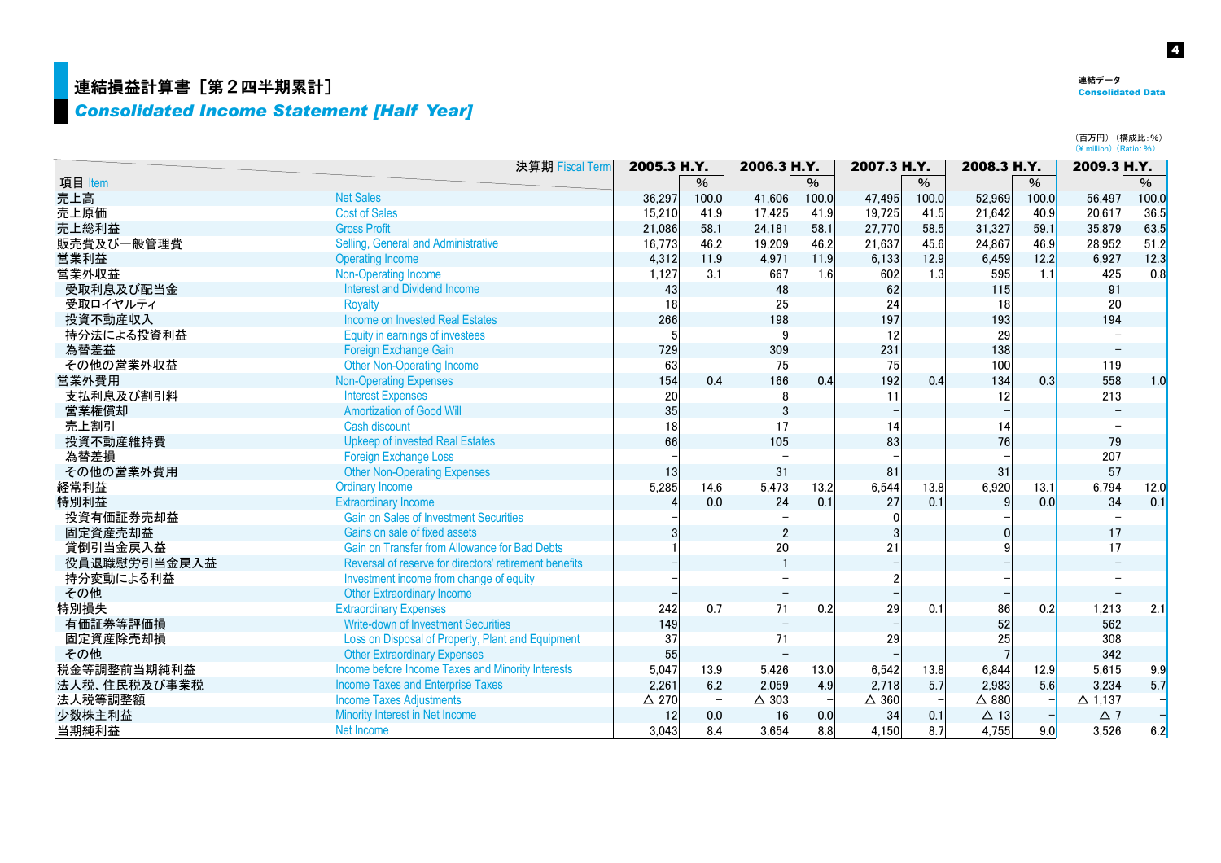# 連結損益計算書［第２四半期累計］

## *Consolidated Income Statement [Half Year]*

（百万円）（構成比：%）
(¥ million) (Ratio: %)

| 項目 Item | 決算期 Fiscal Term | 2005.3 H.Y. | % | 2006.3 H.Y. | % | 2007.3 H.Y. | % | 2008.3 H.Y. | % | 2009.3 H.Y. | % |
|---|---|---|---|---|---|---|---|---|---|---|---|
| 売上高 | Net Sales | 36,297 | 100.0 | 41,606 | 100.0 | 47,495 | 100.0 | 52,969 | 100.0 | 56,497 | 100.0 |
| 売上原価 | Cost of Sales | 15,210 | 41.9 | 17,425 | 41.9 | 19,725 | 41.5 | 21,642 | 40.9 | 20,617 | 36.5 |
| 売上総利益 | Gross Profit | 21,086 | 58.1 | 24,181 | 58.1 | 27,770 | 58.5 | 31,327 | 59.1 | 35,879 | 63.5 |
| 販売費及び一般管理費 | Selling, General and Administrative | 16,773 | 46.2 | 19,209 | 46.2 | 21,637 | 45.6 | 24,867 | 46.9 | 28,952 | 51.2 |
| 営業利益 | Operating Income | 4,312 | 11.9 | 4,971 | 11.9 | 6,133 | 12.9 | 6,459 | 12.2 | 6,927 | 12.3 |
| 営業外収益 | Non-Operating Income | 1,127 | 3.1 | 667 | 1.6 | 602 | 1.3 | 595 | 1.1 | 425 | 0.8 |
| 受取利息及び配当金 | Interest and Dividend Income | 43 | | 48 | | 62 | | 115 | | 91 | |
| 受取ロイヤルティ | Royalty | 18 | | 25 | | 24 | | 18 | | 20 | |
| 投資不動産収入 | Income on Invested Real Estates | 266 | | 198 | | 197 | | 193 | | 194 | |
| 持分法による投資利益 | Equity in earnings of investees | 5 | | 9 | | 12 | | 29 | | – | |
| 為替差益 | Foreign Exchange Gain | 729 | | 309 | | 231 | | 138 | | – | |
| その他の営業外収益 | Other Non-Operating Income | 63 | | 75 | | 75 | | 100 | | 119 | |
| 営業外費用 | Non-Operating Expenses | 154 | 0.4 | 166 | 0.4 | 192 | 0.4 | 134 | 0.3 | 558 | 1.0 |
| 支払利息及び割引料 | Interest Expenses | 20 | | 8 | | 11 | | 12 | | 213 | |
| 営業権償却 | Amortization of Good Will | 35 | | 3 | | – | | – | | – | |
| 売上割引 | Cash discount | 18 | | 17 | | 14 | | 14 | | – | |
| 投資不動産維持費 | Upkeep of invested Real Estates | 66 | | 105 | | 83 | | 76 | | 79 | |
| 為替差損 | Foreign Exchange Loss | – | | – | | – | | – | | 207 | |
| その他の営業外費用 | Other Non-Operating Expenses | 13 | | 31 | | 81 | | 31 | | 57 | |
| 経常利益 | Ordinary Income | 5,285 | 14.6 | 5,473 | 13.2 | 6,544 | 13.8 | 6,920 | 13.1 | 6,794 | 12.0 |
| 特別利益 | Extraordinary Income | 4 | 0.0 | 24 | 0.1 | 27 | 0.1 | 9 | 0.0 | 34 | 0.1 |
| 投資有価証券売却益 | Gain on Sales of Investment Securities | – | | – | | 0 | | – | | – | |
| 固定資産売却益 | Gains on sale of fixed assets | 3 | | 2 | | 3 | | 0 | | 17 | |
| 貸倒引当金戻入益 | Gain on Transfer from Allowance for Bad Debts | 1 | | 20 | | 21 | | 9 | | 17 | |
| 役員退職慰労引当金戻入益 | Reversal of reserve for directors' retirement benefits | – | | 1 | | – | | – | | – | |
| 持分変動による利益 | Investment income from change of equity | – | | – | | 2 | | – | | – | |
| その他 | Other Extraordinary Income | – | | – | | – | | – | | – | |
| 特別損失 | Extraordinary Expenses | 242 | 0.7 | 71 | 0.2 | 29 | 0.1 | 86 | 0.2 | 1,213 | 2.1 |
| 有価証券等評価損 | Write-down of Investment Securities | 149 | | – | | – | | 52 | | 562 | |
| 固定資産除売却損 | Loss on Disposal of Property, Plant and Equipment | 37 | | 71 | | 29 | | 25 | | 308 | |
| その他 | Other Extraordinary Expenses | 55 | | – | | – | | 7 | | 342 | |
| 税金等調整前当期純利益 | Income before Income Taxes and Minority Interests | 5,047 | 13.9 | 5,426 | 13.0 | 6,542 | 13.8 | 6,844 | 12.9 | 5,615 | 9.9 |
| 法人税、住民税及び事業税 | Income Taxes and Enterprise Taxes | 2,261 | 6.2 | 2,059 | 4.9 | 2,718 | 5.7 | 2,983 | 5.6 | 3,234 | 5.7 |
| 法人税等調整額 | Income Taxes Adjustments | △ 270 | – | △ 303 | – | △ 360 | – | △ 880 | – | △ 1,137 | – |
| 少数株主利益 | Minority Interest in Net Income | 12 | 0.0 | 16 | 0.0 | 34 | 0.1 | △ 13 | – | △ 7 | – |
| 当期純利益 | Net Income | 3,043 | 8.4 | 3,654 | 8.8 | 4,150 | 8.7 | 4,755 | 9.0 | 3,526 | 6.2 |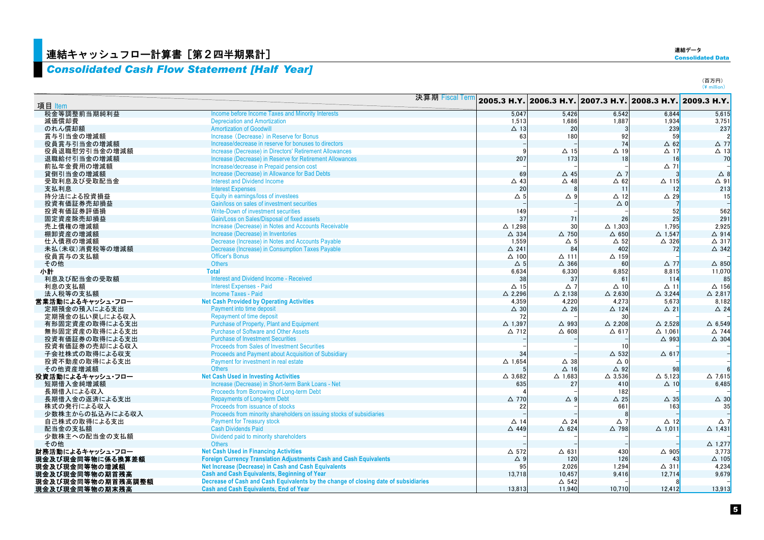# 連結キャッシュフロー計算書［第２四半期累計］

## *Consolidated Cash Flow Statement [Half Year]*

連結データ
Consolidated Data

（百万円）
(¥ million)

| 項目 Item | 決算期 Fiscal Term | 2005.3 H.Y. | 2006.3 H.Y. | 2007.3 H.Y. | 2008.3 H.Y. | 2009.3 H.Y. |
|---|---|---|---|---|---|---|
| 税金等調整前当期純利益 | Income before Income Taxes and Minority Interests | 5,047 | 5,426 | 6,542 | 6,844 | 5,615 |
| 減価償却費 | Depreciation and Amortization | 1,513 | 1,686 | 1,887 | 1,934 | 3,751 |
| のれん償却額 | Amortization of Goodwill | △ 13 | 20 | 3 | 239 | 237 |
| 賞与引当金の増減額 | Increase (Decrease) in Reserve for Bonus | 63 | 180 | 92 | 59 | 2 |
| 役員賞与引当金の増減額 | Increase/decrease in reserve for bonuses to directors | – | – | 74 | △ 62 | △ 77 |
| 役員退職慰労引当金の増減額 | Increase (Decrease) in Directors' Retirement Allowances | 9 | △ 15 | △ 19 | △ 17 | △ 13 |
| 退職給付引当金の増減額 | Increase (Decrease) in Reserve for Retirement Allowances | 207 | 173 | 18 | 16 | 70 |
| 前払年金費用の増減額 | Increase/decrease in Prepaid pension cost | – | – | – | △ 71 | – |
| 貸倒引当金の増減額 | Increase (Decrease) in Allowance for Bad Debts | 69 | △ 45 | △ 7 | 3 | △ 8 |
| 受取利息及び受取配当金 | Interest and Dividend Income | △ 43 | △ 48 | △ 62 | △ 115 | △ 91 |
| 支払利息 | Interest Expenses | 20 | 8 | 11 | 12 | 213 |
| 持分法による投資損益 | Equity in earnings/loss of investees | △ 5 | △ 9 | △ 12 | △ 29 | 15 |
| 投資有価証券売却損益 | Gain/loss on sales of investment securities | – | – | △ 0 | 7 | – |
| 投資有価証券評価損 | Write-Down of investment securities | 149 | – | – | 52 | 562 |
| 固定資産除売却損益 | Gain/Loss on Sales/Disposal of fixed assets | 37 | 71 | 26 | 25 | 291 |
| 売上債権の増減額 | Increase (Decrease) in Notes and Accounts Receivable | △ 1,298 | 30 | △ 1,303 | 1,795 | 2,925 |
| 棚卸資産の増減額 | Increase (Decrease) in Inventories | △ 334 | △ 750 | △ 650 | △ 1,547 | △ 914 |
| 仕入債務の増減額 | Decrease (Increase) in Notes and Accounts Payable | 1,559 | △ 5 | △ 52 | △ 326 | △ 317 |
| 未払（未収）消費税等の増減額 | Decrease (Increase) in Consumption Taxes Payable | △ 241 | 84 | 402 | 72 | △ 342 |
| 役員賞与の支払額 | Officer's Bonus | △ 100 | △ 111 | △ 159 | – | – |
| その他 | Others | △ 5 | △ 366 | 60 | △ 77 | △ 850 |
| **小計** | **Total** | 6,634 | 6,330 | 6,852 | 8,815 | 11,070 |
| 利息及び配当金の受取額 | Interest and Dividend Income - Received | 38 | 37 | 61 | 114 | 85 |
| 利息の支払額 | Interest Expenses - Paid | △ 15 | △ 7 | △ 10 | △ 11 | △ 156 |
| 法人税等の支払額 | Income Taxes - Paid | △ 2,296 | △ 2,138 | △ 2,630 | △ 3,244 | △ 2,817 |
| **営業活動によるキャッシュ・フロー** | **Net Cash Provided by Operating Activities** | 4,359 | 4,220 | 4,273 | 5,673 | 8,182 |
| 定期預金の預入による支出 | Payment into time deposit | △ 30 | △ 26 | △ 124 | △ 21 | △ 24 |
| 定期預金の払い戻しによる収入 | Repayment of time deposit | 72 | – | 30 | – | – |
| 有形固定資産の取得による支出 | Purchase of Property, Plant and Equipment | △ 1,397 | △ 993 | △ 2,208 | △ 2,528 | △ 6,549 |
| 無形固定資産の取得による支出 | Purchase of Software and Other Assets | △ 712 | △ 608 | △ 617 | △ 1,061 | △ 744 |
| 投資有価証券の取得による支出 | Purchase of Investment Securities | – | – | – | △ 993 | △ 304 |
| 投資有価証券の売却による収入 | Proceeds from Sales of Investment Securities | – | – | 10 | – | – |
| 子会社株式の取得による収支 | Proceeds and Payment about Acquisition of Subsidiary | 34 | – | △ 532 | △ 617 | – |
| 投資不動産の取得による支出 | Payment for investment in real estate | △ 1,654 | △ 38 | △ 0 | – | – |
| その他資産増減額 | Others | 5 | △ 16 | △ 92 | 98 | 6 |
| **投資活動によるキャッシュ・フロー** | **Net Cash Used in Investing Activities** | △ 3,682 | △ 1,683 | △ 3,536 | △ 5,123 | △ 7,615 |
| 短期借入金純増減額 | Increase (Decrease) in Short-term Bank Loans - Net | 635 | 27 | 410 | △ 10 | 6,485 |
| 長期借入による収入 | Proceeds from Borrowing of Long-term Debt | 4 | – | 182 | – | – |
| 長期借入金の返済による支出 | Repayments of Long-term Debt | △ 770 | △ 9 | △ 25 | △ 35 | △ 30 |
| 株式の発行による収入 | Proceeds from issuance of stocks | 22 | – | 661 | 163 | 35 |
| 少数株主からの払込みによる収入 | Proceeds from minority shareholders on issuing stocks of subsidiaries | – | – | 8 | – | – |
| 自己株式の取得による支出 | Payment for Treasury stock | △ 14 | △ 24 | △ 7 | △ 12 | △ 7 |
| 配当金の支払額 | Cash Dividends Paid | △ 449 | △ 624 | △ 798 | △ 1,011 | △ 1,431 |
| 少数株主への配当金の支払額 | Dividend paid to minority shareholders | – | – | – | – | – |
| その他 | Others | – | – | – | – | △ 1,277 |
| **財務活動によるキャッシュ・フロー** | **Net Cash Used in Financing Activities** | △ 572 | △ 631 | 430 | △ 905 | 3,773 |
| **現金及び現金同等物に係る換算差額** | **Foreign Currency Translation Adjustments Cash and Cash Equivalents** | △ 9 | 120 | 126 | 43 | △ 105 |
| **現金及び現金同等物の増減額** | **Net Increase (Decrease) in Cash and Cash Equivalents** | 95 | 2,026 | 1,294 | △ 311 | 4,234 |
| **現金及び現金同等物の期首残高** | **Cash and Cash Equivalents, Beginning of Year** | 13,718 | 10,457 | 9,416 | 12,714 | 9,679 |
| **現金及び現金同等物の期首残高調整額** | **Decrease of Cash and Cash Equivalents by the change of closing date of subsidiaries** | | △ 542 | – | 8 | – |
| **現金及び現金同等物の期末残高** | **Cash and Cash Equivalents, End of Year** | 13,813 | 11,940 | 10,710 | 12,412 | 13,913 |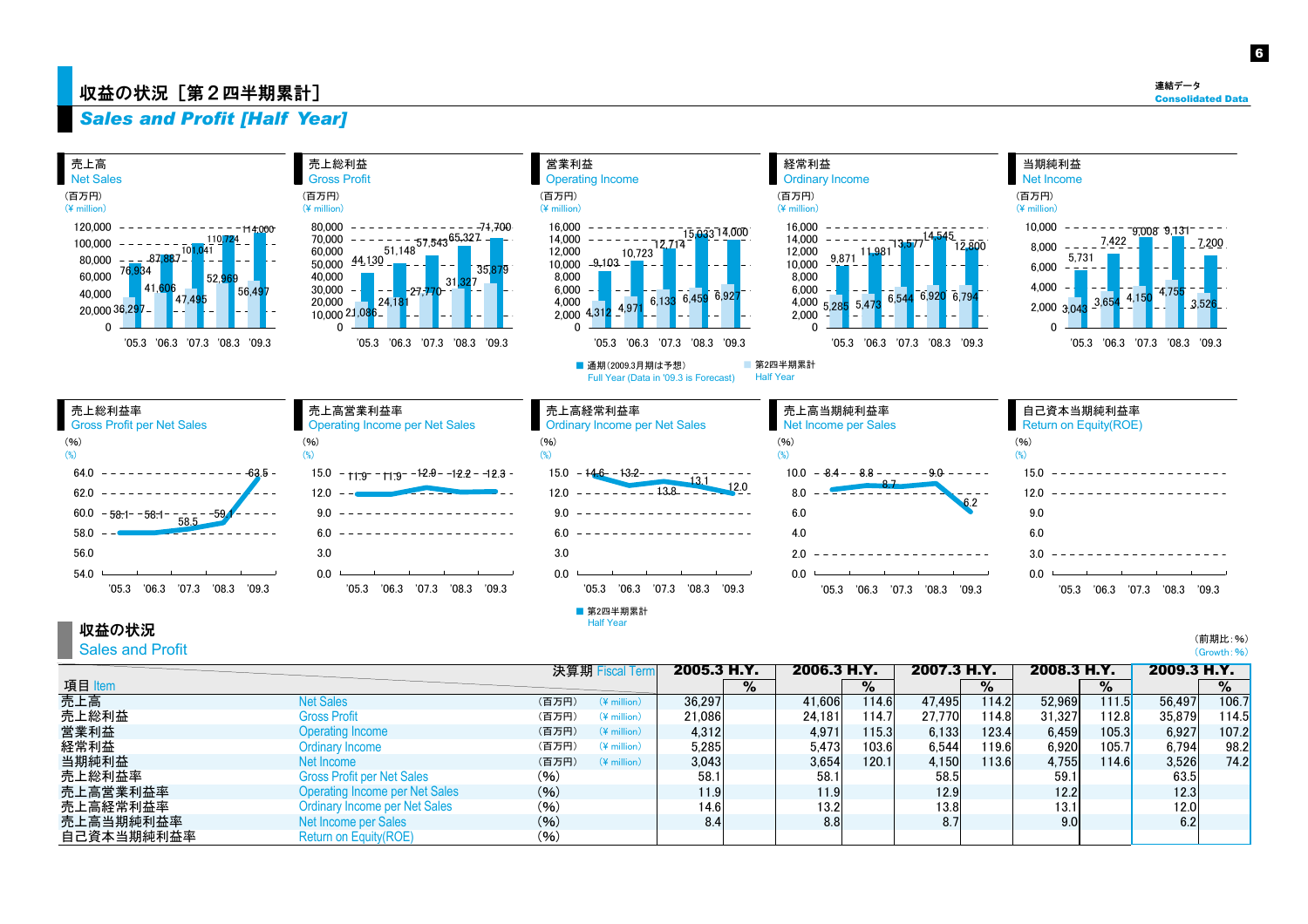連結データ
Consolidated Data

# 収益の状況［第２四半期累計］
## *Sales and Profit [Half Year]*

売上高
Net Sales
（百万円）
(¥ million)
120,000
100,000
80,000
60,000
40,000
20,000
0
76,934 36,297 87,887 41,606 101,041 47,495 110,724 52,969 114,000 56,497
'05.3 '06.3 '07.3 '08.3 '09.3

売上総利益
Gross Profit
（百万円）
(¥ million)
80,000
70,000
60,000
50,000
40,000
30,000
20,000
10,000
0
44,130 21,086 51,148 24,181 57,543 27,770 65,327 31,327 71,700 35,879
'05.3 '06.3 '07.3 '08.3 '09.3

営業利益
Operating Income
（百万円）
(¥ million)
16,000
14,000
12,000
10,000
8,000
6,000
4,000
2,000
0
9,103 4,312 10,723 4,971 12,714 6,133 15,033 6,459 14,000 6,927
'05.3 '06.3 '07.3 '08.3 '09.3

経常利益
Ordinary Income
（百万円）
(¥ million)
16,000
14,000
12,000
10,000
8,000
6,000
4,000
2,000
0
9,871 5,285 11,981 5,473 13,577 6,544 14,545 6,920 12,800 6,794
'05.3 '06.3 '07.3 '08.3 '09.3

当期純利益
Net Income
（百万円）
(¥ million)
10,000
8,000
6,000
4,000
2,000
0
5,731 3,043 7,422 3,654 9,008 4,150 9,131 4,755 7,200 3,526
'05.3 '06.3 '07.3 '08.3 '09.3

■ 通期（2009.3月期は予想） Full Year (Data in '09.3 is Forecast)
■ 第2四半期累計 Half Year

売上総利益率
Gross Profit per Net Sales
（%）
(%)
64.0
62.0
60.0
58.0
56.0
54.0
58.1 58.1 58.5 59.1 63.5
'05.3 '06.3 '07.3 '08.3 '09.3

売上高営業利益率
Operating Income per Net Sales
（%）
(%)
15.0
12.0
9.0
6.0
3.0
0.0
11.9 11.9 12.9 12.2 12.3
'05.3 '06.3 '07.3 '08.3 '09.3

売上高経常利益率
Ordinary Income per Net Sales
（%）
(%)
15.0
12.0
9.0
6.0
3.0
0.0
14.6 13.2 13.8 13.1 12.0
'05.3 '06.3 '07.3 '08.3 '09.3

売上高当期純利益率
Net Income per Sales
（%）
(%)
10.0
8.0
6.0
4.0
2.0
0.0
8.4 8.8 8.7 9.0 6.2
'05.3 '06.3 '07.3 '08.3 '09.3

自己資本当期純利益率
Return on Equity(ROE)
（%）
(%)
15.0
12.0
9.0
6.0
3.0
0.0
'05.3 '06.3 '07.3 '08.3 '09.3

■ 第2四半期累計 Half Year

## 収益の状況
## Sales and Profit

（前期比：%）
(Growth：%)

| 項目 Item | | | 決算期 Fiscal Term | 2005.3 H.Y. | | 2006.3 H.Y. | % | 2007.3 H.Y. | % | 2008.3 H.Y. | % | 2009.3 H.Y. | % |
|---|---|---|---|---|---|---|---|---|---|---|---|---|---|
| 売上高 | Net Sales | （百万円） | (¥ million) | 36,297 | | 41,606 | 114.6 | 47,495 | 114.2 | 52,969 | 111.5 | 56,497 | 106.7 |
| 売上総利益 | Gross Profit | （百万円） | (¥ million) | 21,086 | | 24,181 | 114.7 | 27,770 | 114.8 | 31,327 | 112.8 | 35,879 | 114.5 |
| 営業利益 | Operating Income | （百万円） | (¥ million) | 4,312 | | 4,971 | 115.3 | 6,133 | 123.4 | 6,459 | 105.3 | 6,927 | 107.2 |
| 経常利益 | Ordinary Income | （百万円） | (¥ million) | 5,285 | | 5,473 | 103.6 | 6,544 | 119.6 | 6,920 | 105.7 | 6,794 | 98.2 |
| 当期純利益 | Net Income | （百万円） | (¥ million) | 3,043 | | 3,654 | 120.1 | 4,150 | 113.6 | 4,755 | 114.6 | 3,526 | 74.2 |
| 売上総利益率 | Gross Profit per Net Sales | （%） | | 58.1 | | 58.1 | | 58.5 | | 59.1 | | 63.5 | |
| 売上高営業利益率 | Operating Income per Net Sales | （%） | | 11.9 | | 11.9 | | 12.9 | | 12.2 | | 12.3 | |
| 売上高経常利益率 | Ordinary Income per Net Sales | （%） | | 14.6 | | 13.2 | | 13.8 | | 13.1 | | 12.0 | |
| 売上高当期純利益率 | Net Income per Sales | （%） | | 8.4 | | 8.8 | | 8.7 | | 9.0 | | 6.2 | |
| 自己資本当期純利益率 | Return on Equity(ROE) | （%） | | | | | | | | | | | |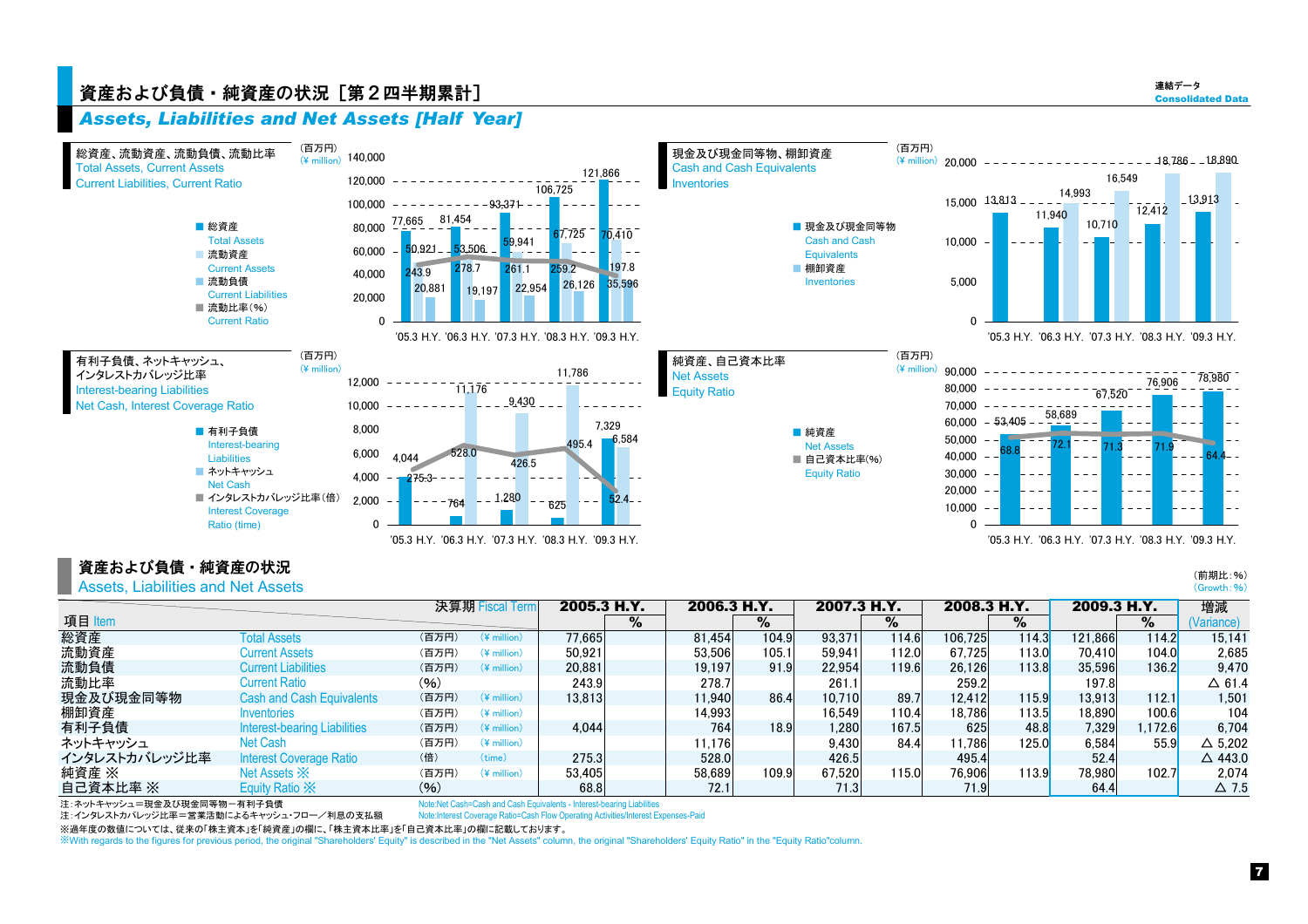連結データ
Consolidated Data

# 資産および負債・純資産の状況［第２四半期累計］
## *Assets, Liabilities and Net Assets [Half Year]*

総資産、流動資産、流動負債、流動比率
Total Assets, Current Assets
Current Liabilities, Current Ratio

（百万円）(¥ million)

■ 総資産 Total Assets
■ 流動資産 Current Assets
■ 流動負債 Current Liabilities
■ 流動比率（%） Current Ratio

140,000
120,000
100,000
80,000
60,000
40,000
20,000
0

77,665 50,921 243.9 20,881
81,454 53,506 278.7 19,197
93,371 59,941 261.1 22,954
106,725 67,725 259.2 26,126
121,866 70,410 197.8 35,596

'05.3 H.Y. '06.3 H.Y. '07.3 H.Y. '08.3 H.Y. '09.3 H.Y.

現金及び現金同等物、棚卸資産
Cash and Cash Equivalents
Inventories

（百万円）(¥ million)

■ 現金及び現金同等物 Cash and Cash Equivalents
■ 棚卸資産 Inventories

20,000
15,000
10,000
5,000
0

13,813
11,940 14,993
10,710 16,549
12,412 18,786
13,913 18,890

'05.3 H.Y. '06.3 H.Y. '07.3 H.Y. '08.3 H.Y. '09.3 H.Y.

有利子負債、ネットキャッシュ、インタレストカバレッジ比率
Interest-bearing Liabilities
Net Cash, Interest Coverage Ratio

（百万円）(¥ million)

■ 有利子負債 Interest-bearing Liabilities
■ ネットキャッシュ Net Cash
■ インタレストカバレッジ比率（倍） Interest Coverage Ratio (time)

12,000
10,000
8,000
6,000
4,000
2,000
0

4,044 275.3
764 11,176 528.0
1,280 9,430 426.5
625 11,786 495.4
7,329 6,584 52.4

'05.3 H.Y. '06.3 H.Y. '07.3 H.Y. '08.3 H.Y. '09.3 H.Y.

純資産、自己資本比率
Net Assets
Equity Ratio

（百万円）(¥ million)

■ 純資産 Net Assets
■ 自己資本比率（%） Equity Ratio

90,000
80,000
70,000
60,000
50,000
40,000
30,000
20,000
10,000
0

53,405 68.8
58,689 72.1
67,520 71.3
76,906 71.9
78,980 64.4

'05.3 H.Y. '06.3 H.Y. '07.3 H.Y. '08.3 H.Y. '09.3 H.Y.

## 資産および負債・純資産の状況
Assets, Liabilities and Net Assets

（前期比：%）(Growth: %)

| 項目 Item | | 決算期 Fiscal Term | | 2005.3 H.Y. | % | 2006.3 H.Y. | % | 2007.3 H.Y. | % | 2008.3 H.Y. | % | 2009.3 H.Y. | % | 増減 (Variance) |
|---|---|---|---|---|---|---|---|---|---|---|---|---|---|---|
| 総資産 | Total Assets | (百万円) | (¥ million) | 77,665 | | 81,454 | 104.9 | 93,371 | 114.6 | 106,725 | 114.3 | 121,866 | 114.2 | 15,141 |
| 流動資産 | Current Assets | (百万円) | (¥ million) | 50,921 | | 53,506 | 105.1 | 59,941 | 112.0 | 67,725 | 113.0 | 70,410 | 104.0 | 2,685 |
| 流動負債 | Current Liabilities | (百万円) | (¥ million) | 20,881 | | 19,197 | 91.9 | 22,954 | 119.6 | 26,126 | 113.8 | 35,596 | 136.2 | 9,470 |
| 流動比率 | Current Ratio | (%) | | 243.9 | | 278.7 | | 261.1 | | 259.2 | | 197.8 | | △ 61.4 |
| 現金及び現金同等物 | Cash and Cash Equivalents | (百万円) | (¥ million) | 13,813 | | 11,940 | 86.4 | 10,710 | 89.7 | 12,412 | 115.9 | 13,913 | 112.1 | 1,501 |
| 棚卸資産 | Inventories | (百万円) | (¥ million) | | | 14,993 | | 16,549 | 110.4 | 18,786 | 113.5 | 18,890 | 100.6 | 104 |
| 有利子負債 | Interest-bearing Liabilities | (百万円) | (¥ million) | 4,044 | | 764 | 18.9 | 1,280 | 167.5 | 625 | 48.8 | 7,329 | 1,172.6 | 6,704 |
| ネットキャッシュ | Net Cash | (百万円) | (¥ million) | | | 11,176 | | 9,430 | 84.4 | 11,786 | 125.0 | 6,584 | 55.9 | △ 5,202 |
| インタレストカバレッジ比率 | Interest Coverage Ratio | (倍) | (time) | 275.3 | | 528.0 | | 426.5 | | 495.4 | | 52.4 | | △ 443.0 |
| 純資産 ※ | Net Assets ※ | (百万円) | (¥ million) | 53,405 | | 58,689 | 109.9 | 67,520 | 115.0 | 76,906 | 113.9 | 78,980 | 102.7 | 2,074 |
| 自己資本比率 ※ | Equity Ratio ※ | (%) | | 68.8 | | 72.1 | | 71.3 | | 71.9 | | 64.4 | | △ 7.5 |

注：ネットキャッシュ＝現金及び現金同等物－有利子負債　Note:Net Cash=Cash and Cash Equivalents - Interest-bearing Liabilities
注：インタレストカバレッジ比率＝営業活動によるキャッシュ・フロー／利息の支払額　Note:Interest Coverage Ratio=Cash Flow Operating Activities/Interest Expenses-Paid
※過年度の数値については、従来の「株主資本」を「純資産」の欄に、「株主資本比率」を「自己資本比率」の欄に記載しております。
※With regards to the figures for previous period, the original "Shareholders' Equity" is described in the "Net Assets" column, the original "Shareholders' Equity Ratio" in the "Equity Ratio"column.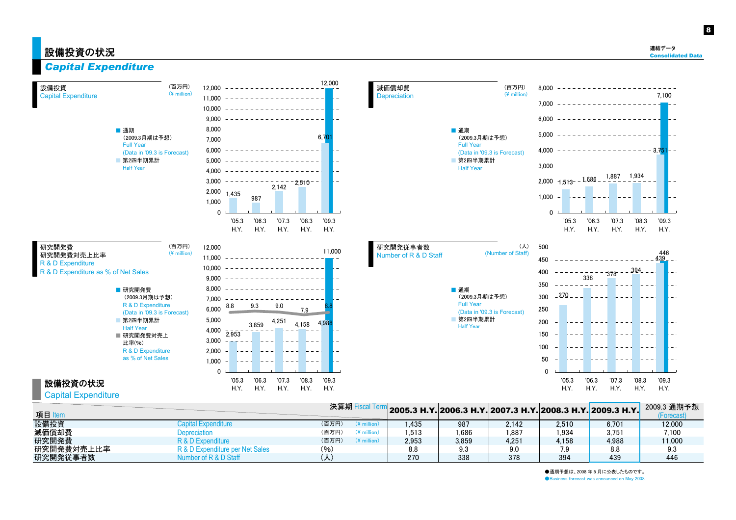# 設備投資の状況

## *Capital Expenditure*

連結データ
Consolidated Data

### 設備投資
Capital Expenditure

(百万円)
(¥ million)

■ 通期
(2009.3月期は予想)
Full Year
(Data in '09.3 is Forecast)
■ 第2四半期累計
Half Year

12,000
11,000
10,000
9,000
8,000
7,000
6,000
5,000
4,000
3,000
2,000
1,000
0

1,435 987 2,142 2,510 6,701 12,000

'05.3 H.Y. '06.3 H.Y. '07.3 H.Y. '08.3 H.Y. '09.3 H.Y.

### 減価償却費
Depreciation

(百万円)
(¥ million)

■ 通期
(2009.3月期は予想)
Full Year
(Data in '09.3 is Forecast)
■ 第2四半期累計
Half Year

8,000
7,000
6,000
5,000
4,000
3,000
2,000
1,000
0

1,513 1,686 1,887 1,934 3,751 7,100

'05.3 H.Y. '06.3 H.Y. '07.3 H.Y. '08.3 H.Y. '09.3 H.Y.

### 研究開発費 研究開発費対売上比率
R & D Expenditure
R & D Expenditure as % of Net Sales

(百万円)
(¥ million)

■ 研究開発費
(2009.3月期は予想)
R & D Expenditure
(Data in '09.3 is Forecast)
■ 第2四半期累計
Half Year
■ 研究開発費対売上比率(%)
R & D Expenditure as % of Net Sales

12,000
11,000
10,000
9,000
8,000
7,000
6,000
5,000
4,000
3,000
2,000
1,000
0

8.8 9.3 9.0 7.9 8.8

2,953 3,859 4,251 4,158 4,988 11,000

'05.3 H.Y. '06.3 H.Y. '07.3 H.Y. '08.3 H.Y. '09.3 H.Y.

### 研究開発従事者数
Number of R & D Staff

(人)
(Number of Staff)

■ 通期
(2009.3月期は予想)
Full Year
(Data in '09.3 is Forecast)
■ 第2四半期累計
Half Year

500
450
400
350
300
250
200
150
100
50
0

270 338 378 394 439 446

'05.3 H.Y. '06.3 H.Y. '07.3 H.Y. '08.3 H.Y. '09.3 H.Y.

## 設備投資の状況
Capital Expenditure

| 項目 Item | | | 決算期 Fiscal Term | 2005.3 H.Y. | 2006.3 H.Y. | 2007.3 H.Y. | 2008.3 H.Y. | 2009.3 H.Y. | 2009.3 通期予想 (Forecast) |
|---|---|---|---|---|---|---|---|---|---|
| 設備投資 | Capital Expenditure | (百万円) | (¥ million) | 1,435 | 987 | 2,142 | 2,510 | 6,701 | 12,000 |
| 減価償却費 | Depreciation | (百万円) | (¥ million) | 1,513 | 1,686 | 1,887 | 1,934 | 3,751 | 7,100 |
| 研究開発費 | R & D Expenditure | (百万円) | (¥ million) | 2,953 | 3,859 | 4,251 | 4,158 | 4,988 | 11,000 |
| 研究開発費対売上比率 | R & D Expenditure per Net Sales | (%) | | 8.8 | 9.3 | 9.0 | 7.9 | 8.8 | 9.3 |
| 研究開発従事者数 | Number of R & D Staff | (人) | | 270 | 338 | 378 | 394 | 439 | 446 |

●通期予想は、2008年5月に公表したものです。
●Business forecast was announced on May 2008.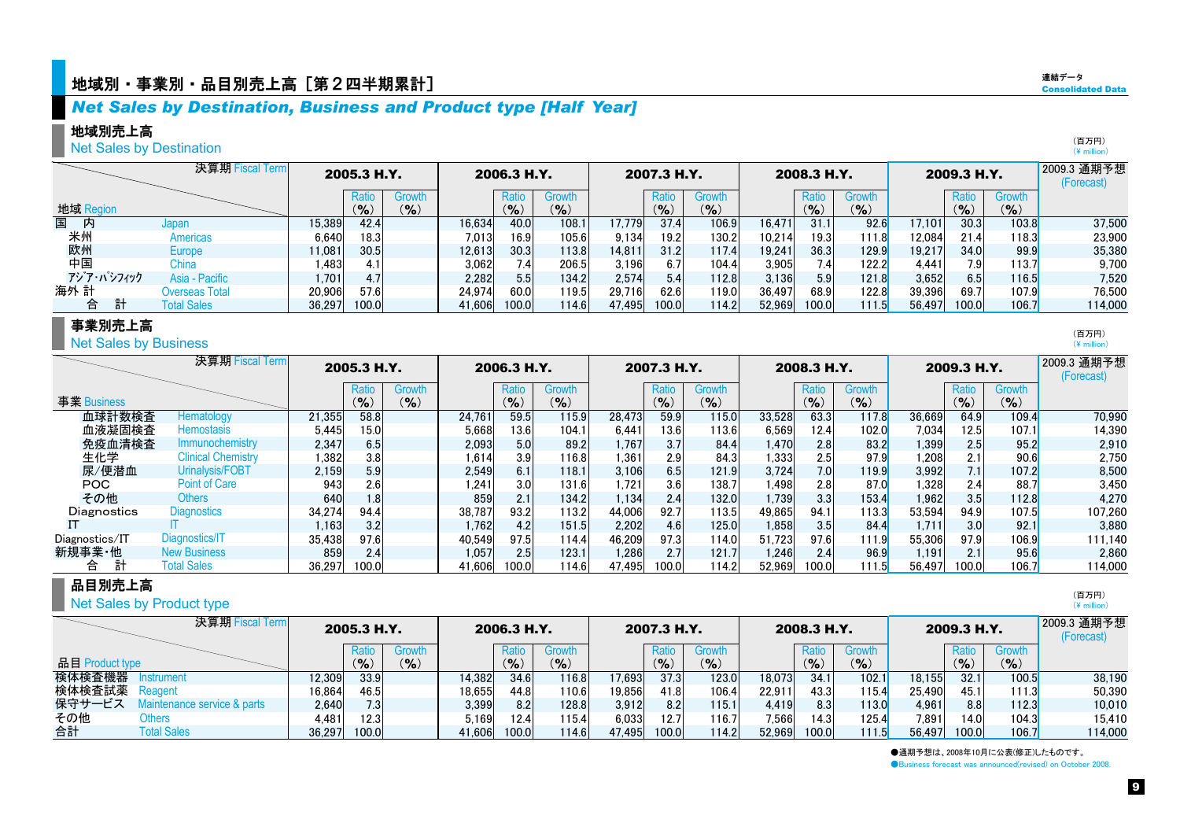# 地域別・事業別・品目別売上高［第２四半期累計］

## *Net Sales by Destination, Business and Product type [Half Year]*

連結データ
Consolidated Data

### 地域別売上高
Net Sales by Destination

（百万円）
(¥ million)

| 決算期 Fiscal Term / 地域 Region | | 2005.3 H.Y. | Ratio (%) | Growth (%) | 2006.3 H.Y. | Ratio (%) | Growth (%) | 2007.3 H.Y. | Ratio (%) | Growth (%) | 2008.3 H.Y. | Ratio (%) | Growth (%) | 2009.3 H.Y. | Ratio (%) | Growth (%) | 2009.3 通期予想 (Forecast) |
|---|---|---|---|---|---|---|---|---|---|---|---|---|---|---|---|---|---|
| 国　内 | Japan | 15,389 | 42.4 | | 16,634 | 40.0 | 108.1 | 17,779 | 37.4 | 106.9 | 16,471 | 31.1 | 92.6 | 17,101 | 30.3 | 103.8 | 37,500 |
| 米州 | Americas | 6,640 | 18.3 | | 7,013 | 16.9 | 105.6 | 9,134 | 19.2 | 130.2 | 10,214 | 19.3 | 111.8 | 12,084 | 21.4 | 118.3 | 23,900 |
| 欧州 | Europe | 11,081 | 30.5 | | 12,613 | 30.3 | 113.8 | 14,811 | 31.2 | 117.4 | 19,241 | 36.3 | 129.9 | 19,217 | 34.0 | 99.9 | 35,380 |
| 中国 | China | 1,483 | 4.1 | | 3,062 | 7.4 | 206.5 | 3,196 | 6.7 | 104.4 | 3,905 | 7.4 | 122.2 | 4,441 | 7.9 | 113.7 | 9,700 |
| ｱｼﾞｱ･ﾊﾟｼﾌｨｯｸ | Asia - Pacific | 1,701 | 4.7 | | 2,282 | 5.5 | 134.2 | 2,574 | 5.4 | 112.8 | 3,136 | 5.9 | 121.8 | 3,652 | 6.5 | 116.5 | 7,520 |
| 海外 計 | Overseas Total | 20,906 | 57.6 | | 24,974 | 60.0 | 119.5 | 29,716 | 62.6 | 119.0 | 36,497 | 68.9 | 122.8 | 39,396 | 69.7 | 107.9 | 76,500 |
| 合　計 | Total Sales | 36,297 | 100.0 | | 41,606 | 100.0 | 114.6 | 47,495 | 100.0 | 114.2 | 52,969 | 100.0 | 111.5 | 56,497 | 100.0 | 106.7 | 114,000 |

### 事業別売上高
Net Sales by Business

（百万円）
(¥ million)

| 決算期 Fiscal Term / 事業 Business | | 2005.3 H.Y. | Ratio (%) | Growth (%) | 2006.3 H.Y. | Ratio (%) | Growth (%) | 2007.3 H.Y. | Ratio (%) | Growth (%) | 2008.3 H.Y. | Ratio (%) | Growth (%) | 2009.3 H.Y. | Ratio (%) | Growth (%) | 2009.3 通期予想 (Forecast) |
|---|---|---|---|---|---|---|---|---|---|---|---|---|---|---|---|---|---|
| 血球計数検査 | Hematology | 21,355 | 58.8 | | 24,761 | 59.5 | 115.9 | 28,473 | 59.9 | 115.0 | 33,528 | 63.3 | 117.8 | 36,669 | 64.9 | 109.4 | 70,990 |
| 血液凝固検査 | Hemostasis | 5,445 | 15.0 | | 5,668 | 13.6 | 104.1 | 6,441 | 13.6 | 113.6 | 6,569 | 12.4 | 102.0 | 7,034 | 12.5 | 107.1 | 14,390 |
| 免疫血清検査 | Immunochemistry | 2,347 | 6.5 | | 2,093 | 5.0 | 89.2 | 1,767 | 3.7 | 84.4 | 1,470 | 2.8 | 83.2 | 1,399 | 2.5 | 95.2 | 2,910 |
| 生化学 | Clinical Chemistry | 1,382 | 3.8 | | 1,614 | 3.9 | 116.8 | 1,361 | 2.9 | 84.3 | 1,333 | 2.5 | 97.9 | 1,208 | 2.1 | 90.6 | 2,750 |
| 尿／便潜血 | Urinalysis/FOBT | 2,159 | 5.9 | | 2,549 | 6.1 | 118.1 | 3,106 | 6.5 | 121.9 | 3,724 | 7.0 | 119.9 | 3,992 | 7.1 | 107.2 | 8,500 |
| POC | Point of Care | 943 | 2.6 | | 1,241 | 3.0 | 131.6 | 1,721 | 3.6 | 138.7 | 1,498 | 2.8 | 87.0 | 1,328 | 2.4 | 88.7 | 3,450 |
| その他 | Others | 640 | 1.8 | | 859 | 2.1 | 134.2 | 1,134 | 2.4 | 132.0 | 1,739 | 3.3 | 153.4 | 1,962 | 3.5 | 112.8 | 4,270 |
| Diagnostics | Diagnostics | 34,274 | 94.4 | | 38,787 | 93.2 | 113.2 | 44,006 | 92.7 | 113.5 | 49,865 | 94.1 | 113.3 | 53,594 | 94.9 | 107.5 | 107,260 |
| IT | IT | 1,163 | 3.2 | | 1,762 | 4.2 | 151.5 | 2,202 | 4.6 | 125.0 | 1,858 | 3.5 | 84.4 | 1,711 | 3.0 | 92.1 | 3,880 |
| Diagnostics/IT | Diagnostics/IT | 35,438 | 97.6 | | 40,549 | 97.5 | 114.4 | 46,209 | 97.3 | 114.0 | 51,723 | 97.6 | 111.9 | 55,306 | 97.9 | 106.9 | 111,140 |
| 新規事業･他 | New Business | 859 | 2.4 | | 1,057 | 2.5 | 123.1 | 1,286 | 2.7 | 121.7 | 1,246 | 2.4 | 96.9 | 1,191 | 2.1 | 95.6 | 2,860 |
| 合　計 | Total Sales | 36,297 | 100.0 | | 41,606 | 100.0 | 114.6 | 47,495 | 100.0 | 114.2 | 52,969 | 100.0 | 111.5 | 56,497 | 100.0 | 106.7 | 114,000 |

### 品目別売上高
Net Sales by Product type

（百万円）
(¥ million)

| 決算期 Fiscal Term / 品目 Product type | | 2005.3 H.Y. | Ratio (%) | Growth (%) | 2006.3 H.Y. | Ratio (%) | Growth (%) | 2007.3 H.Y. | Ratio (%) | Growth (%) | 2008.3 H.Y. | Ratio (%) | Growth (%) | 2009.3 H.Y. | Ratio (%) | Growth (%) | 2009.3 通期予想 (Forecast) |
|---|---|---|---|---|---|---|---|---|---|---|---|---|---|---|---|---|---|
| 検体検査機器 | Instrument | 12,309 | 33.9 | | 14,382 | 34.6 | 116.8 | 17,693 | 37.3 | 123.0 | 18,073 | 34.1 | 102.1 | 18,155 | 32.1 | 100.5 | 38,190 |
| 検体検査試薬 | Reagent | 16,864 | 46.5 | | 18,655 | 44.8 | 110.6 | 19,856 | 41.8 | 106.4 | 22,911 | 43.3 | 115.4 | 25,490 | 45.1 | 111.3 | 50,390 |
| 保守サービス | Maintenance service & parts | 2,640 | 7.3 | | 3,399 | 8.2 | 128.8 | 3,912 | 8.2 | 115.1 | 4,419 | 8.3 | 113.0 | 4,961 | 8.8 | 112.3 | 10,010 |
| その他 | Others | 4,481 | 12.3 | | 5,169 | 12.4 | 115.4 | 6,033 | 12.7 | 116.7 | 7,566 | 14.3 | 125.4 | 7,891 | 14.0 | 104.3 | 15,410 |
| 合計 | Total Sales | 36,297 | 100.0 | | 41,606 | 100.0 | 114.6 | 47,495 | 100.0 | 114.2 | 52,969 | 100.0 | 111.5 | 56,497 | 100.0 | 106.7 | 114,000 |

●通期予想は、2008年10月に公表(修正)したものです。
●Business forecast was announced(revised) on October 2008.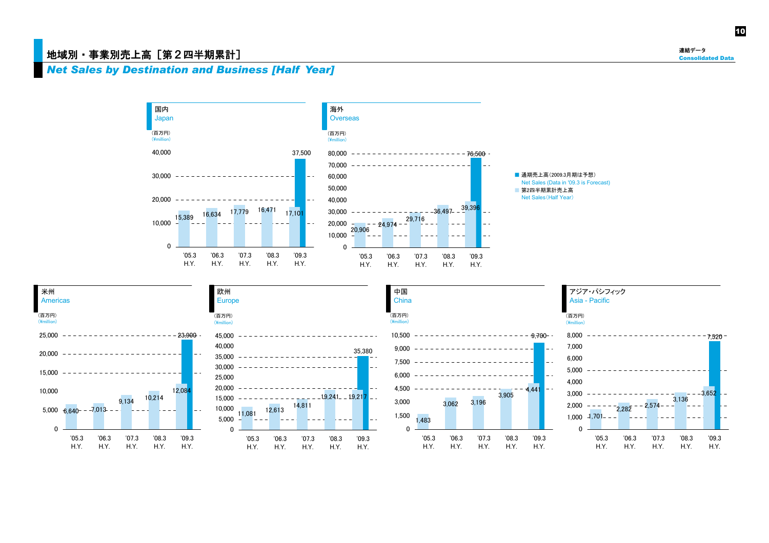# 地域別・事業別売上高［第２四半期累計］

## *Net Sales by Destination and Business [Half Year]*

連結データ
Consolidated Data

■ 通期売上高（2009.3月期は予想）
Net Sales (Data in '09.3 is Forecast)
■ 第2四半期累計売上高
Net Sales（Half Year）

### 国内 Japan

（百万円）
（¥million）

40,000
30,000
20,000
10,000
0

15,389
16,634
17,779
16,471
17,101
37,500

'05.3 H.Y.
'06.3 H.Y.
'07.3 H.Y.
'08.3 H.Y.
'09.3 H.Y.

### 海外 Overseas

（百万円）
（¥million）

80,000
70,000
60,000
50,000
40,000
30,000
20,000
10,000
0

20,906
24,974
29,716
36,497
39,396
76,500

'05.3 H.Y.
'06.3 H.Y.
'07.3 H.Y.
'08.3 H.Y.
'09.3 H.Y.

### 米州 Americas

（百万円）
（¥million）

25,000
20,000
15,000
10,000
5,000
0

6,640
7,013
9,134
10,214
12,084
23,900

'05.3 H.Y.
'06.3 H.Y.
'07.3 H.Y.
'08.3 H.Y.
'09.3 H.Y.

### 欧州 Europe

（百万円）
（¥million）

45,000
40,000
35,000
30,000
25,000
20,000
15,000
10,000
5,000
0

11,081
12,613
14,811
19,241
19,217
35,380

'05.3 H.Y.
'06.3 H.Y.
'07.3 H.Y.
'08.3 H.Y.
'09.3 H.Y.

### 中国 China

（百万円）
（¥million）

10,500
9,000
7,500
6,000
4,500
3,000
1,500
0

1,483
3,062
3,196
3,905
4,441
9,700

'05.3 H.Y.
'06.3 H.Y.
'07.3 H.Y.
'08.3 H.Y.
'09.3 H.Y.

### アジア・パシフィック Asia - Pacific

（百万円）
（¥million）

8,000
7,000
6,000
5,000
4,000
3,000
2,000
1,000
0

1,701
2,282
2,574
3,136
3,652
7,520

'05.3 H.Y.
'06.3 H.Y.
'07.3 H.Y.
'08.3 H.Y.
'09.3 H.Y.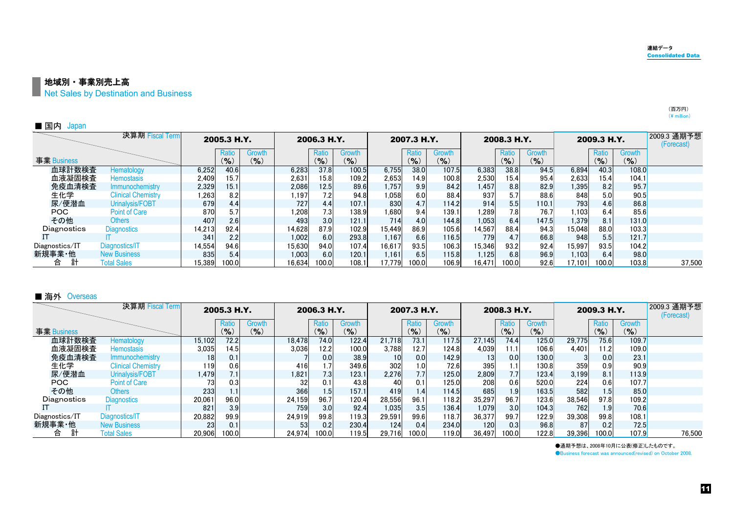連結データ
Consolidated Data

# 地域別・事業別売上高
Net Sales by Destination and Business

（百万円）
(¥ million)

## ■ 国内 Japan

| 決算期 Fiscal Term / 事業 Business | | 2005.3 H.Y. | | | 2006.3 H.Y. | | | 2007.3 H.Y. | | | 2008.3 H.Y. | | | 2009.3 H.Y. | | | 2009.3 通期予想 (Forecast) |
|---|---|---|---|---|---|---|---|---|---|---|---|---|---|---|---|---|---|
| | | | Ratio (%) | Growth (%) | | Ratio (%) | Growth (%) | | Ratio (%) | Growth (%) | | Ratio (%) | Growth (%) | | Ratio (%) | Growth (%) | |
| 血球計数検査 | Hematology | 6,252 | 40.6 | | 6,283 | 37.8 | 100.5 | 6,755 | 38.0 | 107.5 | 6,383 | 38.8 | 94.5 | 6,894 | 40.3 | 108.0 | |
| 血液凝固検査 | Hemostasis | 2,409 | 15.7 | | 2,631 | 15.8 | 109.2 | 2,653 | 14.9 | 100.8 | 2,530 | 15.4 | 95.4 | 2,633 | 15.4 | 104.1 | |
| 免疫血清検査 | Immunochemistry | 2,329 | 15.1 | | 2,086 | 12.5 | 89.6 | 1,757 | 9.9 | 84.2 | 1,457 | 8.8 | 82.9 | 1,395 | 8.2 | 95.7 | |
| 生化学 | Clinical Chemistry | 1,263 | 8.2 | | 1,197 | 7.2 | 94.8 | 1,058 | 6.0 | 88.4 | 937 | 5.7 | 88.6 | 848 | 5.0 | 90.5 | |
| 尿/便潜血 | Urinalysis/FOBT | 679 | 4.4 | | 727 | 4.4 | 107.1 | 830 | 4.7 | 114.2 | 914 | 5.5 | 110.1 | 793 | 4.6 | 86.8 | |
| POC | Point of Care | 870 | 5.7 | | 1,208 | 7.3 | 138.9 | 1,680 | 9.4 | 139.1 | 1,289 | 7.8 | 76.7 | 1,103 | 6.4 | 85.6 | |
| その他 | Others | 407 | 2.6 | | 493 | 3.0 | 121.1 | 714 | 4.0 | 144.8 | 1,053 | 6.4 | 147.5 | 1,379 | 8.1 | 131.0 | |
| Diagnostics | Diagnostics | 14,213 | 92.4 | | 14,628 | 87.9 | 102.9 | 15,449 | 86.9 | 105.6 | 14,567 | 88.4 | 94.3 | 15,048 | 88.0 | 103.3 | |
| IT | IT | 341 | 2.2 | | 1,002 | 6.0 | 293.8 | 1,167 | 6.6 | 116.5 | 779 | 4.7 | 66.8 | 948 | 5.5 | 121.7 | |
| Diagnostics/IT | Diagnostics/IT | 14,554 | 94.6 | | 15,630 | 94.0 | 107.4 | 16,617 | 93.5 | 106.3 | 15,346 | 93.2 | 92.4 | 15,997 | 93.5 | 104.2 | |
| 新規事業･他 | New Business | 835 | 5.4 | | 1,003 | 6.0 | 120.1 | 1,161 | 6.5 | 115.8 | 1,125 | 6.8 | 96.9 | 1,103 | 6.4 | 98.0 | |
| 合　計 | Total Sales | 15,389 | 100.0 | | 16,634 | 100.0 | 108.1 | 17,779 | 100.0 | 106.9 | 16,471 | 100.0 | 92.6 | 17,101 | 100.0 | 103.8 | 37,500 |

## ■ 海外 Overseas

| 決算期 Fiscal Term / 事業 Business | | 2005.3 H.Y. | | | 2006.3 H.Y. | | | 2007.3 H.Y. | | | 2008.3 H.Y. | | | 2009.3 H.Y. | | | 2009.3 通期予想 (Forecast) |
|---|---|---|---|---|---|---|---|---|---|---|---|---|---|---|---|---|---|
| | | | Ratio (%) | Growth (%) | | Ratio (%) | Growth (%) | | Ratio (%) | Growth (%) | | Ratio (%) | Growth (%) | | Ratio (%) | Growth (%) | |
| 血球計数検査 | Hematology | 15,102 | 72.2 | | 18,478 | 74.0 | 122.4 | 21,718 | 73.1 | 117.5 | 27,145 | 74.4 | 125.0 | 29,775 | 75.6 | 109.7 | |
| 血液凝固検査 | Hemostasis | 3,035 | 14.5 | | 3,036 | 12.2 | 100.0 | 3,788 | 12.7 | 124.8 | 4,039 | 11.1 | 106.6 | 4,401 | 11.2 | 109.0 | |
| 免疫血清検査 | Immunochemistry | 18 | 0.1 | | 7 | 0.0 | 38.9 | 10 | 0.0 | 142.9 | 13 | 0.0 | 130.0 | 3 | 0.0 | 23.1 | |
| 生化学 | Clinical Chemistry | 119 | 0.6 | | 416 | 1.7 | 349.6 | 302 | 1.0 | 72.6 | 395 | 1.1 | 130.8 | 359 | 0.9 | 90.9 | |
| 尿/便潜血 | Urinalysis/FOBT | 1,479 | 7.1 | | 1,821 | 7.3 | 123.1 | 2,276 | 7.7 | 125.0 | 2,809 | 7.7 | 123.4 | 3,199 | 8.1 | 113.9 | |
| POC | Point of Care | 73 | 0.3 | | 32 | 0.1 | 43.8 | 40 | 0.1 | 125.0 | 208 | 0.6 | 520.0 | 224 | 0.6 | 107.7 | |
| その他 | Others | 233 | 1.1 | | 366 | 1.5 | 157.1 | 419 | 1.4 | 114.5 | 685 | 1.9 | 163.5 | 582 | 1.5 | 85.0 | |
| Diagnostics | Diagnostics | 20,061 | 96.0 | | 24,159 | 96.7 | 120.4 | 28,556 | 96.1 | 118.2 | 35,297 | 96.7 | 123.6 | 38,546 | 97.8 | 109.2 | |
| IT | IT | 821 | 3.9 | | 759 | 3.0 | 92.4 | 1,035 | 3.5 | 136.4 | 1,079 | 3.0 | 104.3 | 762 | 1.9 | 70.6 | |
| Diagnostics/IT | Diagnostics/IT | 20,882 | 99.9 | | 24,919 | 99.8 | 119.3 | 29,591 | 99.6 | 118.7 | 36,377 | 99.7 | 122.9 | 39,308 | 99.8 | 108.1 | |
| 新規事業･他 | New Business | 23 | 0.1 | | 53 | 0.2 | 230.4 | 124 | 0.4 | 234.0 | 120 | 0.3 | 96.8 | 87 | 0.2 | 72.5 | |
| 合　計 | Total Sales | 20,906 | 100.0 | | 24,974 | 100.0 | 119.5 | 29,716 | 100.0 | 119.0 | 36,497 | 100.0 | 122.8 | 39,396 | 100.0 | 107.9 | 76,500 |

●通期予想は、2008年10月に公表(修正)したものです。
●Business forecast was announced(revised) on October 2008.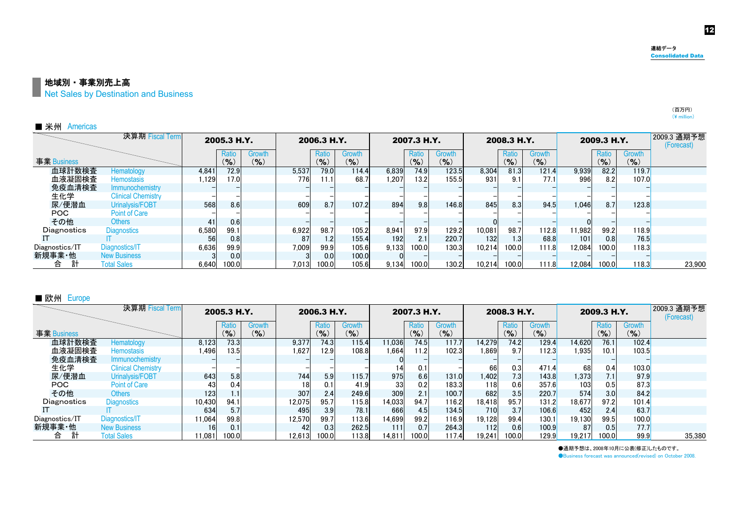連結データ
Consolidated Data

# 地域別・事業別売上高
## Net Sales by Destination and Business

（百万円）
(¥ million)

### ■ 米州 Americas

| 決算期 Fiscal Term | | 2005.3 H.Y. | | | 2006.3 H.Y. | | | 2007.3 H.Y. | | | 2008.3 H.Y. | | | 2009.3 H.Y. | | | 2009.3 通期予想 (Forecast) |
|---|---|---|---|---|---|---|---|---|---|---|---|---|---|---|---|---|---|
| 事業 Business | | | Ratio (%) | Growth (%) | | Ratio (%) | Growth (%) | | Ratio (%) | Growth (%) | | Ratio (%) | Growth (%) | | Ratio (%) | Growth (%) | |
| 血球計数検査 | Hematology | 4,841 | 72.9 | | 5,537 | 79.0 | 114.4 | 6,839 | 74.9 | 123.5 | 8,304 | 81.3 | 121.4 | 9,939 | 82.2 | 119.7 | |
| 血液凝固検査 | Hemostasis | 1,129 | 17.0 | | 776 | 11.1 | 68.7 | 1,207 | 13.2 | 155.5 | 931 | 9.1 | 77.1 | 996 | 8.2 | 107.0 | |
| 免疫血清検査 | Immunochemistry | – | – | | – | – | – | – | – | – | – | – | – | – | – | – | |
| 生化学 | Clinical Chemistry | – | – | | – | – | – | – | – | – | – | – | – | – | – | – | |
| 尿/便潜血 | Urinalysis/FOBT | 568 | 8.6 | | 609 | 8.7 | 107.2 | 894 | 9.8 | 146.8 | 845 | 8.3 | 94.5 | 1,046 | 8.7 | 123.8 | |
| POC | Point of Care | – | – | | – | – | – | – | – | – | – | – | – | – | – | – | |
| その他 | Others | 41 | 0.6 | | – | – | – | – | – | – | 0 | – | – | 0 | – | – | |
| Diagnostics | Diagnostics | 6,580 | 99.1 | | 6,922 | 98.7 | 105.2 | 8,941 | 97.9 | 129.2 | 10,081 | 98.7 | 112.8 | 11,982 | 99.2 | 118.9 | |
| IT | IT | 56 | 0.8 | | 87 | 1.2 | 155.4 | 192 | 2.1 | 220.7 | 132 | 1.3 | 68.8 | 101 | 0.8 | 76.5 | |
| Diagnostics/IT | Diagnostics/IT | 6,636 | 99.9 | | 7,009 | 99.9 | 105.6 | 9,133 | 100.0 | 130.3 | 10,214 | 100.0 | 111.8 | 12,084 | 100.0 | 118.3 | |
| 新規事業･他 | New Business | 3 | 0.0 | | 3 | 0.0 | 100.0 | 0 | – | – | – | – | – | – | – | – | |
| 合　計 | Total Sales | 6,640 | 100.0 | | 7,013 | 100.0 | 105.6 | 9,134 | 100.0 | 130.2 | 10,214 | 100.0 | 111.8 | 12,084 | 100.0 | 118.3 | 23,900 |

### ■ 欧州 Europe

| 決算期 Fiscal Term | | 2005.3 H.Y. | | | 2006.3 H.Y. | | | 2007.3 H.Y. | | | 2008.3 H.Y. | | | 2009.3 H.Y. | | | 2009.3 通期予想 (Forecast) |
|---|---|---|---|---|---|---|---|---|---|---|---|---|---|---|---|---|---|
| 事業 Business | | | Ratio (%) | Growth (%) | | Ratio (%) | Growth (%) | | Ratio (%) | Growth (%) | | Ratio (%) | Growth (%) | | Ratio (%) | Growth (%) | |
| 血球計数検査 | Hematology | 8,123 | 73.3 | | 9,377 | 74.3 | 115.4 | 11,036 | 74.5 | 117.7 | 14,279 | 74.2 | 129.4 | 14,620 | 76.1 | 102.4 | |
| 血液凝固検査 | Hemostasis | 1,496 | 13.5 | | 1,627 | 12.9 | 108.8 | 1,664 | 11.2 | 102.3 | 1,869 | 9.7 | 112.3 | 1,935 | 10.1 | 103.5 | |
| 免疫血清検査 | Immunochemistry | – | – | | – | – | – | 0 | – | – | – | – | – | – | – | – | |
| 生化学 | Clinical Chemistry | – | – | | – | – | – | 14 | 0.1 | – | 66 | 0.3 | 471.4 | 68 | 0.4 | 103.0 | |
| 尿/便潜血 | Urinalysis/FOBT | 643 | 5.8 | | 744 | 5.9 | 115.7 | 975 | 6.6 | 131.0 | 1,402 | 7.3 | 143.8 | 1,373 | 7.1 | 97.9 | |
| POC | Point of Care | 43 | 0.4 | | 18 | 0.1 | 41.9 | 33 | 0.2 | 183.3 | 118 | 0.6 | 357.6 | 103 | 0.5 | 87.3 | |
| その他 | Others | 123 | 1.1 | | 307 | 2.4 | 249.6 | 309 | 2.1 | 100.7 | 682 | 3.5 | 220.7 | 574 | 3.0 | 84.2 | |
| Diagnostics | Diagnostics | 10,430 | 94.1 | | 12,075 | 95.7 | 115.8 | 14,033 | 94.7 | 116.2 | 18,418 | 95.7 | 131.2 | 18,677 | 97.2 | 101.4 | |
| IT | IT | 634 | 5.7 | | 495 | 3.9 | 78.1 | 666 | 4.5 | 134.5 | 710 | 3.7 | 106.6 | 452 | 2.4 | 63.7 | |
| Diagnostics/IT | Diagnostics/IT | 11,064 | 99.8 | | 12,570 | 99.7 | 113.6 | 14,699 | 99.2 | 116.9 | 19,128 | 99.4 | 130.1 | 19,130 | 99.5 | 100.0 | |
| 新規事業･他 | New Business | 16 | 0.1 | | 42 | 0.3 | 262.5 | 111 | 0.7 | 264.3 | 112 | 0.6 | 100.9 | 87 | 0.5 | 77.7 | |
| 合　計 | Total Sales | 11,081 | 100.0 | | 12,613 | 100.0 | 113.8 | 14,811 | 100.0 | 117.4 | 19,241 | 100.0 | 129.9 | 19,217 | 100.0 | 99.9 | 35,380 |

●通期予想は、2008年10月に公表(修正)したものです。
●Business forecast was announced(revised) on October 2008.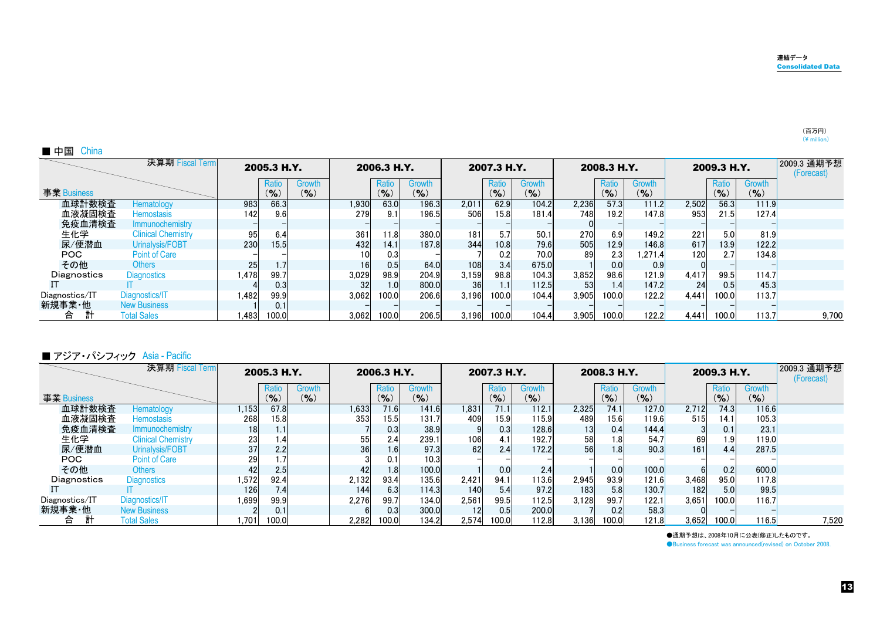連結データ
Consolidated Data

（百万円）
(¥ million)

■ 中国 China

| 事業 Business | | 2005.3 H.Y. | Ratio (%) | Growth (%) | 2006.3 H.Y. | Ratio (%) | Growth (%) | 2007.3 H.Y. | Ratio (%) | Growth (%) | 2008.3 H.Y. | Ratio (%) | Growth (%) | 2009.3 H.Y. | Ratio (%) | Growth (%) | 2009.3 通期予想 (Forecast) |
|---|---|---|---|---|---|---|---|---|---|---|---|---|---|---|---|---|---|
| 血球計数検査 | Hematology | 983 | 66.3 | | 1,930 | 63.0 | 196.3 | 2,011 | 62.9 | 104.2 | 2,236 | 57.3 | 111.2 | 2,502 | 56.3 | 111.9 | |
| 血液凝固検査 | Hemostasis | 142 | 9.6 | | 279 | 9.1 | 196.5 | 506 | 15.8 | 181.4 | 748 | 19.2 | 147.8 | 953 | 21.5 | 127.4 | |
| 免疫血清検査 | Immunochemistry | – | – | | – | – | – | – | – | – | 0 | – | – | – | – | – | |
| 生化学 | Clinical Chemistry | 95 | 6.4 | | 361 | 11.8 | 380.0 | 181 | 5.7 | 50.1 | 270 | 6.9 | 149.2 | 221 | 5.0 | 81.9 | |
| 尿/便潜血 | Urinalysis/FOBT | 230 | 15.5 | | 432 | 14.1 | 187.8 | 344 | 10.8 | 79.6 | 505 | 12.9 | 146.8 | 617 | 13.9 | 122.2 | |
| POC | Point of Care | – | – | | 10 | 0.3 | – | 7 | 0.2 | 70.0 | 89 | 2.3 | 1,271.4 | 120 | 2.7 | 134.8 | |
| その他 | Others | 25 | 1.7 | | 16 | 0.5 | 64.0 | 108 | 3.4 | 675.0 | 1 | 0.0 | 0.9 | 0 | – | – | |
| Diagnostics | Diagnostics | 1,478 | 99.7 | | 3,029 | 98.9 | 204.9 | 3,159 | 98.8 | 104.3 | 3,852 | 98.6 | 121.9 | 4,417 | 99.5 | 114.7 | |
| IT | IT | 4 | 0.3 | | 32 | 1.0 | 800.0 | 36 | 1.1 | 112.5 | 53 | 1.4 | 147.2 | 24 | 0.5 | 45.3 | |
| Diagnostics/IT | Diagnostics/IT | 1,482 | 99.9 | | 3,062 | 100.0 | 206.6 | 3,196 | 100.0 | 104.4 | 3,905 | 100.0 | 122.2 | 4,441 | 100.0 | 113.7 | |
| 新規事業・他 | New Business | 1 | 0.1 | | – | – | – | – | – | – | – | – | – | – | – | – | |
| 合　計 | Total Sales | 1,483 | 100.0 | | 3,062 | 100.0 | 206.5 | 3,196 | 100.0 | 104.4 | 3,905 | 100.0 | 122.2 | 4,441 | 100.0 | 113.7 | 9,700 |

■ アジア・パシフィック Asia - Pacific

| 事業 Business | | 2005.3 H.Y. | Ratio (%) | Growth (%) | 2006.3 H.Y. | Ratio (%) | Growth (%) | 2007.3 H.Y. | Ratio (%) | Growth (%) | 2008.3 H.Y. | Ratio (%) | Growth (%) | 2009.3 H.Y. | Ratio (%) | Growth (%) | 2009.3 通期予想 (Forecast) |
|---|---|---|---|---|---|---|---|---|---|---|---|---|---|---|---|---|---|
| 血球計数検査 | Hematology | 1,153 | 67.8 | | 1,633 | 71.6 | 141.6 | 1,831 | 71.1 | 112.1 | 2,325 | 74.1 | 127.0 | 2,712 | 74.3 | 116.6 | |
| 血液凝固検査 | Hemostasis | 268 | 15.8 | | 353 | 15.5 | 131.7 | 409 | 15.9 | 115.9 | 489 | 15.6 | 119.6 | 515 | 14.1 | 105.3 | |
| 免疫血清検査 | Immunochemistry | 18 | 1.1 | | 7 | 0.3 | 38.9 | 9 | 0.3 | 128.6 | 13 | 0.4 | 144.4 | 3 | 0.1 | 23.1 | |
| 生化学 | Clinical Chemistry | 23 | 1.4 | | 55 | 2.4 | 239.1 | 106 | 4.1 | 192.7 | 58 | 1.8 | 54.7 | 69 | 1.9 | 119.0 | |
| 尿/便潜血 | Urinalysis/FOBT | 37 | 2.2 | | 36 | 1.6 | 97.3 | 62 | 2.4 | 172.2 | 56 | 1.8 | 90.3 | 161 | 4.4 | 287.5 | |
| POC | Point of Care | 29 | 1.7 | | 3 | 0.1 | 10.3 | – | – | – | – | – | – | – | – | – | |
| その他 | Others | 42 | 2.5 | | 42 | 1.8 | 100.0 | 1 | 0.0 | 2.4 | 1 | 0.0 | 100.0 | 6 | 0.2 | 600.0 | |
| Diagnostics | Diagnostics | 1,572 | 92.4 | | 2,132 | 93.4 | 135.6 | 2,421 | 94.1 | 113.6 | 2,945 | 93.9 | 121.6 | 3,468 | 95.0 | 117.8 | |
| IT | IT | 126 | 7.4 | | 144 | 6.3 | 114.3 | 140 | 5.4 | 97.2 | 183 | 5.8 | 130.7 | 182 | 5.0 | 99.5 | |
| Diagnostics/IT | Diagnostics/IT | 1,699 | 99.9 | | 2,276 | 99.7 | 134.0 | 2,561 | 99.5 | 112.5 | 3,128 | 99.7 | 122.1 | 3,651 | 100.0 | 116.7 | |
| 新規事業・他 | New Business | 2 | 0.1 | | 6 | 0.3 | 300.0 | 12 | 0.5 | 200.0 | 7 | 0.2 | 58.3 | 0 | – | – | |
| 合　計 | Total Sales | 1,701 | 100.0 | | 2,282 | 100.0 | 134.2 | 2,574 | 100.0 | 112.8 | 3,136 | 100.0 | 121.8 | 3,652 | 100.0 | 116.5 | 7,520 |

●通期予想は、2008年10月に公表(修正)したものです。
●Business forecast was announced(revised) on October 2008.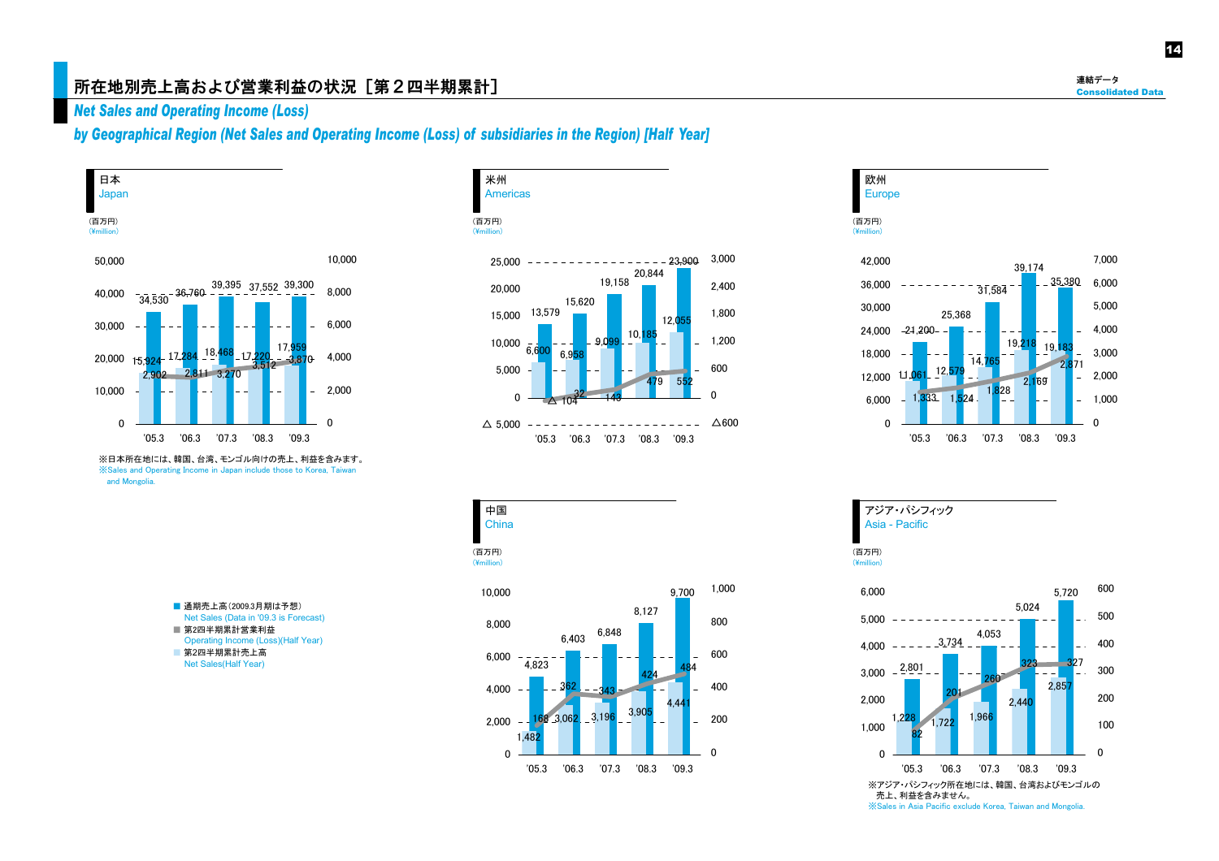# 所在地別売上高および営業利益の状況［第２四半期累計］

## *Net Sales and Operating Income (Loss) by Geographical Region (Net Sales and Operating Income (Loss) of subsidiaries in the Region) [Half Year]*

連結データ
Consolidated Data

### 日本 Japan

(百万円)
(¥million)

50,000
40,000
30,000
20,000
10,000
0

10,000
8,000
6,000
4,000
2,000
0

34,530 36,760 39,395 37,552 39,300
15,924 17,284 18,468 17,220 17,959
2,902 2,811 3,270 3,512 3,870

'05.3 '06.3 '07.3 '08.3 '09.3

※日本所在地には、韓国、台湾、モンゴル向けの売上、利益を含みます。
※Sales and Operating Income in Japan include those to Korea, Taiwan and Mongolia.

### 米州 Americas

(百万円)
(¥million)

25,000
20,000
15,000
10,000
5,000
0
△ 5,000

3,000
2,400
1,800
1,200
600
0
△600

13,579 15,620 19,158 20,844 23,900
6,600 6,958 9,099 10,185 12,055
△ 104 32 143 479 552

'05.3 '06.3 '07.3 '08.3 '09.3

### 欧州 Europe

(百万円)
(¥million)

42,000
36,000
30,000
24,000
18,000
12,000
6,000
0

7,000
6,000
5,000
4,000
3,000
2,000
1,000
0

21,200 25,368 31,584 39,174 35,380
11,061 12,579 14,765 19,218 19,183
1,333 1,524 1,828 2,169 2,871

'05.3 '06.3 '07.3 '08.3 '09.3

### 中国 China

(百万円)
(¥million)

10,000
8,000
6,000
4,000
2,000
0

1,000
800
600
400
200
0

4,823 6,403 6,848 8,127 9,700
1,482 3,062 3,196 3,905 4,441
168 362 343 424 484

'05.3 '06.3 '07.3 '08.3 '09.3

■ 通期売上高（2009.3月期は予想）
Net Sales (Data in '09.3 is Forecast)
■ 第2四半期累計営業利益
Operating Income (Loss)(Half Year)
■ 第2四半期累計売上高
Net Sales(Half Year)

### アジア・パシフィック Asia - Pacific

(百万円)
(¥million)

6,000
5,000
4,000
3,000
2,000
1,000
0

600
500
400
300
200
100
0

2,801 3,734 4,053 5,024 5,720
1,228 1,722 1,966 2,440 2,857
82 201 260 323 327

'05.3 '06.3 '07.3 '08.3 '09.3

※アジア・パシフィック所在地には、韓国、台湾およびモンゴルの売上、利益を含みません。
※Sales in Asia Pacific exclude Korea, Taiwan and Mongolia.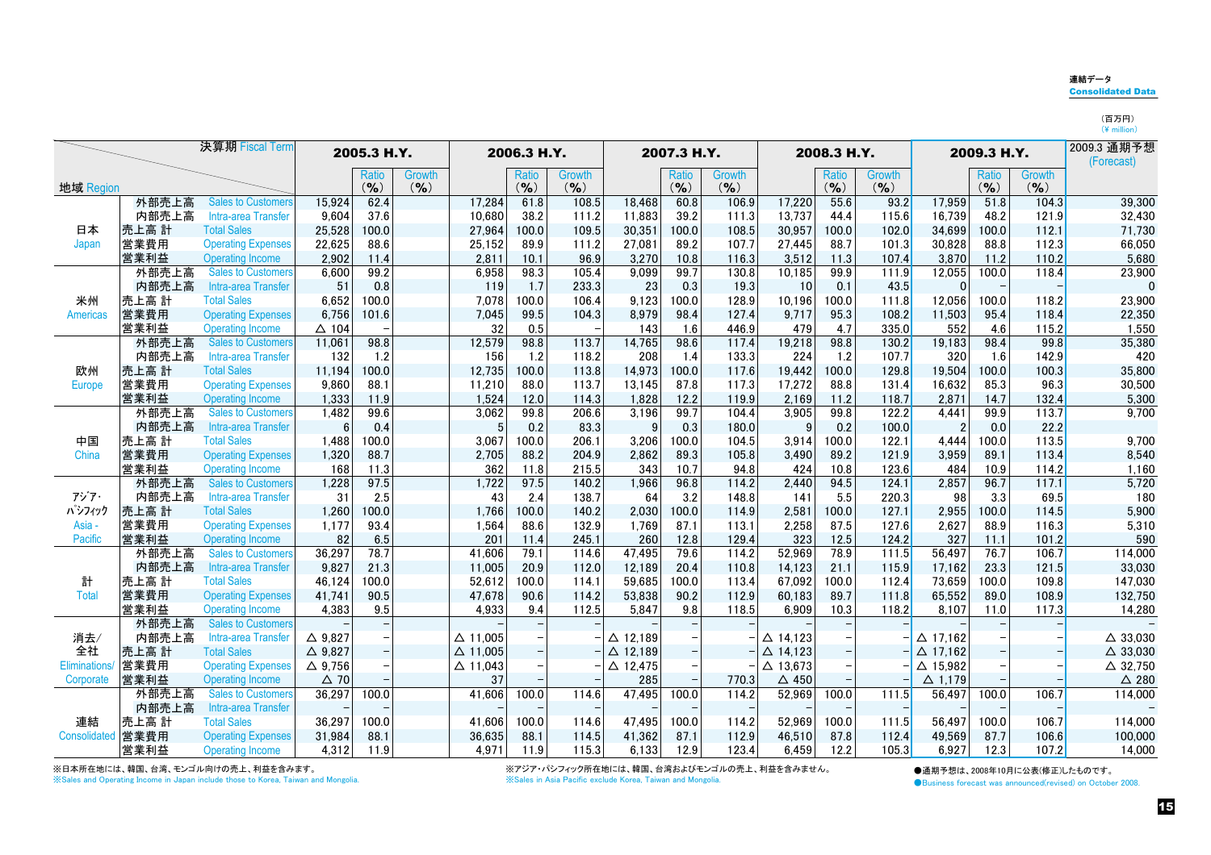連結データ
**Consolidated Data**

（百万円）
(¥ million)

| 地域 Region | | 決算期 Fiscal Term | 2005.3 H.Y. | Ratio (%) | Growth (%) | 2006.3 H.Y. | Ratio (%) | Growth (%) | 2007.3 H.Y. | Ratio (%) | Growth (%) | 2008.3 H.Y. | Ratio (%) | Growth (%) | 2009.3 H.Y. | Ratio (%) | Growth (%) | 2009.3 通期予想 (Forecast) |
|---|---|---|---|---|---|---|---|---|---|---|---|---|---|---|---|---|---|---|
| 日本 Japan | 外部売上高 | Sales to Customers | 15,924 | 62.4 | | 17,284 | 61.8 | 108.5 | 18,468 | 60.8 | 106.9 | 17,220 | 55.6 | 93.2 | 17,959 | 51.8 | 104.3 | 39,300 |
| | 内部売上高 | Intra-area Transfer | 9,604 | 37.6 | | 10,680 | 38.2 | 111.2 | 11,883 | 39.2 | 111.3 | 13,737 | 44.4 | 115.6 | 16,739 | 48.2 | 121.9 | 32,430 |
| | 売上高 計 | Total Sales | 25,528 | 100.0 | | 27,964 | 100.0 | 109.5 | 30,351 | 100.0 | 108.5 | 30,957 | 100.0 | 102.0 | 34,699 | 100.0 | 112.1 | 71,730 |
| | 営業費用 | Operating Expenses | 22,625 | 88.6 | | 25,152 | 89.9 | 111.2 | 27,081 | 89.2 | 107.7 | 27,445 | 88.7 | 101.3 | 30,828 | 88.8 | 112.3 | 66,050 |
| | 営業利益 | Operating Income | 2,902 | 11.4 | | 2,811 | 10.1 | 96.9 | 3,270 | 10.8 | 116.3 | 3,512 | 11.3 | 107.4 | 3,870 | 11.2 | 110.2 | 5,680 |
| 米州 Americas | 外部売上高 | Sales to Customers | 6,600 | 99.2 | | 6,958 | 98.3 | 105.4 | 9,099 | 99.7 | 130.8 | 10,185 | 99.9 | 111.9 | 12,055 | 100.0 | 118.4 | 23,900 |
| | 内部売上高 | Intra-area Transfer | 51 | 0.8 | | 119 | 1.7 | 233.3 | 23 | 0.3 | 19.3 | 10 | 0.1 | 43.5 | 0 | − | − | 0 |
| | 売上高 計 | Total Sales | 6,652 | 100.0 | | 7,078 | 100.0 | 106.4 | 9,123 | 100.0 | 128.9 | 10,196 | 100.0 | 111.8 | 12,056 | 100.0 | 118.2 | 23,900 |
| | 営業費用 | Operating Expenses | 6,756 | 101.6 | | 7,045 | 99.5 | 104.3 | 8,979 | 98.4 | 127.4 | 9,717 | 95.3 | 108.2 | 11,503 | 95.4 | 118.4 | 22,350 |
| | 営業利益 | Operating Income | △ 104 | − | | 32 | 0.5 | − | 143 | 1.6 | 446.9 | 479 | 4.7 | 335.0 | 552 | 4.6 | 115.2 | 1,550 |
| 欧州 Europe | 外部売上高 | Sales to Customers | 11,061 | 98.8 | | 12,579 | 98.8 | 113.7 | 14,765 | 98.6 | 117.4 | 19,218 | 98.8 | 130.2 | 19,183 | 98.4 | 99.8 | 35,380 |
| | 内部売上高 | Intra-area Transfer | 132 | 1.2 | | 156 | 1.2 | 118.2 | 208 | 1.4 | 133.3 | 224 | 1.2 | 107.7 | 320 | 1.6 | 142.9 | 420 |
| | 売上高 計 | Total Sales | 11,194 | 100.0 | | 12,735 | 100.0 | 113.8 | 14,973 | 100.0 | 117.6 | 19,442 | 100.0 | 129.8 | 19,504 | 100.0 | 100.3 | 35,800 |
| | 営業費用 | Operating Expenses | 9,860 | 88.1 | | 11,210 | 88.0 | 113.7 | 13,145 | 87.8 | 117.3 | 17,272 | 88.8 | 131.4 | 16,632 | 85.3 | 96.3 | 30,500 |
| | 営業利益 | Operating Income | 1,333 | 11.9 | | 1,524 | 12.0 | 114.3 | 1,828 | 12.2 | 119.9 | 2,169 | 11.2 | 118.7 | 2,871 | 14.7 | 132.4 | 5,300 |
| 中国 China | 外部売上高 | Sales to Customers | 1,482 | 99.6 | | 3,062 | 99.8 | 206.6 | 3,196 | 99.7 | 104.4 | 3,905 | 99.8 | 122.2 | 4,441 | 99.9 | 113.7 | 9,700 |
| | 内部売上高 | Intra-area Transfer | 6 | 0.4 | | 5 | 0.2 | 83.3 | 9 | 0.3 | 180.0 | 9 | 0.2 | 100.0 | 2 | 0.0 | 22.2 | |
| | 売上高 計 | Total Sales | 1,488 | 100.0 | | 3,067 | 100.0 | 206.1 | 3,206 | 100.0 | 104.5 | 3,914 | 100.0 | 122.1 | 4,444 | 100.0 | 113.5 | 9,700 |
| | 営業費用 | Operating Expenses | 1,320 | 88.7 | | 2,705 | 88.2 | 204.9 | 2,862 | 89.3 | 105.8 | 3,490 | 89.2 | 121.9 | 3,959 | 89.1 | 113.4 | 8,540 |
| | 営業利益 | Operating Income | 168 | 11.3 | | 362 | 11.8 | 215.5 | 343 | 10.7 | 94.8 | 424 | 10.8 | 123.6 | 484 | 10.9 | 114.2 | 1,160 |
| ｱｼﾞｱ･ﾊﾟｼﾌｨｯｸ Asia - Pacific | 外部売上高 | Sales to Customers | 1,228 | 97.5 | | 1,722 | 97.5 | 140.2 | 1,966 | 96.8 | 114.2 | 2,440 | 94.5 | 124.1 | 2,857 | 96.7 | 117.1 | 5,720 |
| | 内部売上高 | Intra-area Transfer | 31 | 2.5 | | 43 | 2.4 | 138.7 | 64 | 3.2 | 148.8 | 141 | 5.5 | 220.3 | 98 | 3.3 | 69.5 | 180 |
| | 売上高 計 | Total Sales | 1,260 | 100.0 | | 1,766 | 100.0 | 140.2 | 2,030 | 100.0 | 114.9 | 2,581 | 100.0 | 127.1 | 2,955 | 100.0 | 114.5 | 5,900 |
| | 営業費用 | Operating Expenses | 1,177 | 93.4 | | 1,564 | 88.6 | 132.9 | 1,769 | 87.1 | 113.1 | 2,258 | 87.5 | 127.6 | 2,627 | 88.9 | 116.3 | 5,310 |
| | 営業利益 | Operating Income | 82 | 6.5 | | 201 | 11.4 | 245.1 | 260 | 12.8 | 129.4 | 323 | 12.5 | 124.2 | 327 | 11.1 | 101.2 | 590 |
| 計 Total | 外部売上高 | Sales to Customers | 36,297 | 78.7 | | 41,606 | 79.1 | 114.6 | 47,495 | 79.6 | 114.2 | 52,969 | 78.9 | 111.5 | 56,497 | 76.7 | 106.7 | 114,000 |
| | 内部売上高 | Intra-area Transfer | 9,827 | 21.3 | | 11,005 | 20.9 | 112.0 | 12,189 | 20.4 | 110.8 | 14,123 | 21.1 | 115.9 | 17,162 | 23.3 | 121.5 | 33,030 |
| | 売上高 計 | Total Sales | 46,124 | 100.0 | | 52,612 | 100.0 | 114.1 | 59,685 | 100.0 | 113.4 | 67,092 | 100.0 | 112.4 | 73,659 | 100.0 | 109.8 | 147,030 |
| | 営業費用 | Operating Expenses | 41,741 | 90.5 | | 47,678 | 90.6 | 114.2 | 53,838 | 90.2 | 112.9 | 60,183 | 89.7 | 111.8 | 65,552 | 89.0 | 108.9 | 132,750 |
| | 営業利益 | Operating Income | 4,383 | 9.5 | | 4,933 | 9.4 | 112.5 | 5,847 | 9.8 | 118.5 | 6,909 | 10.3 | 118.2 | 8,107 | 11.0 | 117.3 | 14,280 |
| 消去/全社 Eliminations/Corporate | 外部売上高 | Sales to Customers | − | − | | − | − | − | − | − | − | − | − | − | − | − | − | − |
| | 内部売上高 | Intra-area Transfer | △ 9,827 | − | | △ 11,005 | − | − | △ 12,189 | − | − | △ 14,123 | − | − | △ 17,162 | − | − | △ 33,030 |
| | 売上高 計 | Total Sales | △ 9,827 | − | | △ 11,005 | − | − | △ 12,189 | − | − | △ 14,123 | − | − | △ 17,162 | − | − | △ 33,030 |
| | 営業費用 | Operating Expenses | △ 9,756 | − | | △ 11,043 | − | − | △ 12,475 | − | − | △ 13,673 | − | − | △ 15,982 | − | − | △ 32,750 |
| | 営業利益 | Operating Income | △ 70 | − | | 37 | − | − | 285 | − | 770.3 | △ 450 | − | − | △ 1,179 | − | − | △ 280 |
| 連結 Consolidated | 外部売上高 | Sales to Customers | 36,297 | 100.0 | | 41,606 | 100.0 | 114.6 | 47,495 | 100.0 | 114.2 | 52,969 | 100.0 | 111.5 | 56,497 | 100.0 | 106.7 | 114,000 |
| | 内部売上高 | Intra-area Transfer | − | − | | − | − | − | − | − | − | − | − | − | − | − | − | − |
| | 売上高 計 | Total Sales | 36,297 | 100.0 | | 41,606 | 100.0 | 114.6 | 47,495 | 100.0 | 114.2 | 52,969 | 100.0 | 111.5 | 56,497 | 100.0 | 106.7 | 114,000 |
| | 営業費用 | Operating Expenses | 31,984 | 88.1 | | 36,635 | 88.1 | 114.5 | 41,362 | 87.1 | 112.9 | 46,510 | 87.8 | 112.4 | 49,569 | 87.7 | 106.6 | 100,000 |
| | 営業利益 | Operating Income | 4,312 | 11.9 | | 4,971 | 11.9 | 115.3 | 6,133 | 12.9 | 123.4 | 6,459 | 12.2 | 105.3 | 6,927 | 12.3 | 107.2 | 14,000 |

※日本所在地には、韓国、台湾、モンゴル向けの売上、利益を含みます。
※Sales and Operating Income in Japan include those to Korea, Taiwan and Mongolia.

※アジア・パシフィック所在地には、韓国、台湾およびモンゴルの売上、利益を含みません。
※Sales in Asia Pacific exclude Korea, Taiwan and Mongolia.

●通期予想は、2008年10月に公表(修正)したものです。
●Business forecast was announced(revised) on October 2008.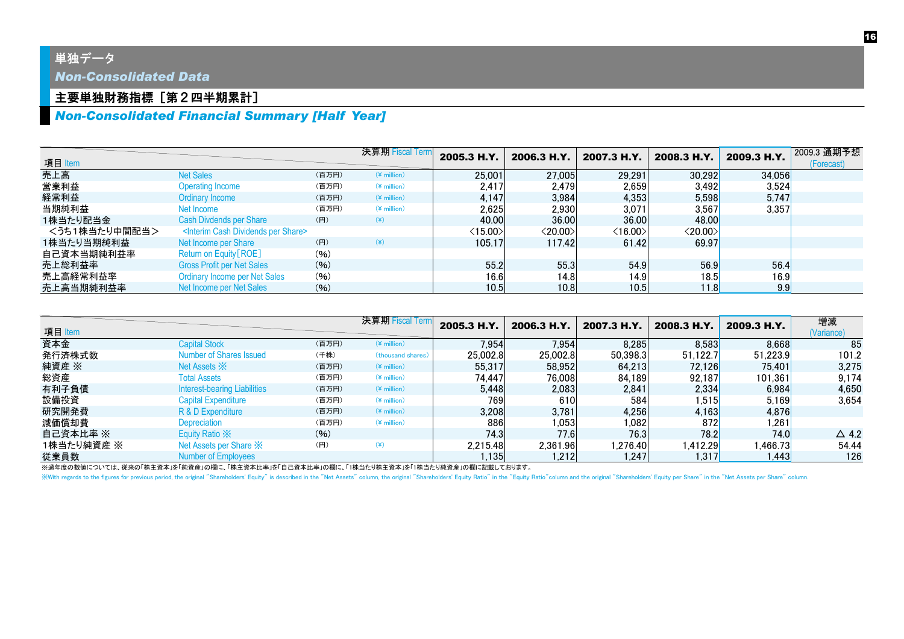# 単独データ
## *Non-Consolidated Data*

### 主要単独財務指標［第２四半期累計］
### *Non-Consolidated Financial Summary [Half Year]*

| 項目 Item | | | 決算期 Fiscal Term | 2005.3 H.Y. | 2006.3 H.Y. | 2007.3 H.Y. | 2008.3 H.Y. | 2009.3 H.Y. | 2009.3 通期予想 (Forecast) |
|---|---|---|---|---|---|---|---|---|---|
| 売上高 | Net Sales | (百万円) | (¥ million) | 25,001 | 27,005 | 29,291 | 30,292 | 34,056 | |
| 営業利益 | Operating Income | (百万円) | (¥ million) | 2,417 | 2,479 | 2,659 | 3,492 | 3,524 | |
| 経常利益 | Ordinary Income | (百万円) | (¥ million) | 4,147 | 3,984 | 4,353 | 5,598 | 5,747 | |
| 当期純利益 | Net Income | (百万円) | (¥ million) | 2,625 | 2,930 | 3,071 | 3,567 | 3,357 | |
| 1株当たり配当金 | Cash Divdends per Share | (円) | (¥) | 40.00 | 36.00 | 36.00 | 48.00 | | |
| ＜うち1株当たり中間配当＞ | <Interim Cash Dividends per Share> | | | ＜15.00＞ | ＜20.00＞ | ＜16.00＞ | ＜20.00＞ | | |
| 1株当たり当期純利益 | Net Income per Share | (円) | (¥) | 105.17 | 117.42 | 61.42 | 69.97 | | |
| 自己資本当期純利益率 | Return on Equity[ROE] | (%) | | | | | | | |
| 売上総利益率 | Gross Profit per Net Sales | (%) | | 55.2 | 55.3 | 54.9 | 56.9 | 56.4 | |
| 売上高経常利益率 | Ordinary Income per Net Sales | (%) | | 16.6 | 14.8 | 14.9 | 18.5 | 16.9 | |
| 売上高当期純利益率 | Net Income per Net Sales | (%) | | 10.5 | 10.8 | 10.5 | 11.8 | 9.9 | |

| 項目 Item | | | 決算期 Fiscal Term | 2005.3 H.Y. | 2006.3 H.Y. | 2007.3 H.Y. | 2008.3 H.Y. | 2009.3 H.Y. | 増減 (Variance) |
|---|---|---|---|---|---|---|---|---|---|
| 資本金 | Capital Stock | (百万円) | (¥ million) | 7,954 | 7,954 | 8,285 | 8,583 | 8,668 | 85 |
| 発行済株式数 | Number of Shares Issued | (千株) | (thousand shares) | 25,002.8 | 25,002.8 | 50,398.3 | 51,122.7 | 51,223.9 | 101.2 |
| 純資産 ※ | Net Assets ※ | (百万円) | (¥ million) | 55,317 | 58,952 | 64,213 | 72,126 | 75,401 | 3,275 |
| 総資産 | Total Assets | (百万円) | (¥ million) | 74,447 | 76,008 | 84,189 | 92,187 | 101,361 | 9,174 |
| 有利子負債 | Interest-bearing Liabilities | (百万円) | (¥ million) | 5,448 | 2,083 | 2,841 | 2,334 | 6,984 | 4,650 |
| 設備投資 | Capital Expenditure | (百万円) | (¥ million) | 769 | 610 | 584 | 1,515 | 5,169 | 3,654 |
| 研究開発費 | R & D Expenditure | (百万円) | (¥ million) | 3,208 | 3,781 | 4,256 | 4,163 | 4,876 | |
| 減価償却費 | Depreciation | (百万円) | (¥ million) | 886 | 1,053 | 1,082 | 872 | 1,261 | |
| 自己資本比率 ※ | Equity Ratio ※ | (%) | | 74.3 | 77.6 | 76.3 | 78.2 | 74.0 | △ 4.2 |
| 1株当たり純資産 ※ | Net Assets per Share ※ | (円) | (¥) | 2,215.48 | 2,361.96 | 1,276.40 | 1,412.29 | 1,466.73 | 54.44 |
| 従業員数 | Number of Employees | | | 1,135 | 1,212 | 1,247 | 1,317 | 1,443 | 126 |

※過年度の数値については、従来の「株主資本」を「純資産」の欄に、「株主資本比率」を「自己資本比率」の欄に、「1株当たり株主資本」を「1株当たり純資産」の欄に記載しております。

※With regards to the figures for previous period, the original "Shareholders' Equity" is described in the "Net Assets" column, the original "Shareholders' Equity Ratio" in the "Equity Ratio"column and the original "Shareholders' Equity per Share" in the "Net Assets per Share" column.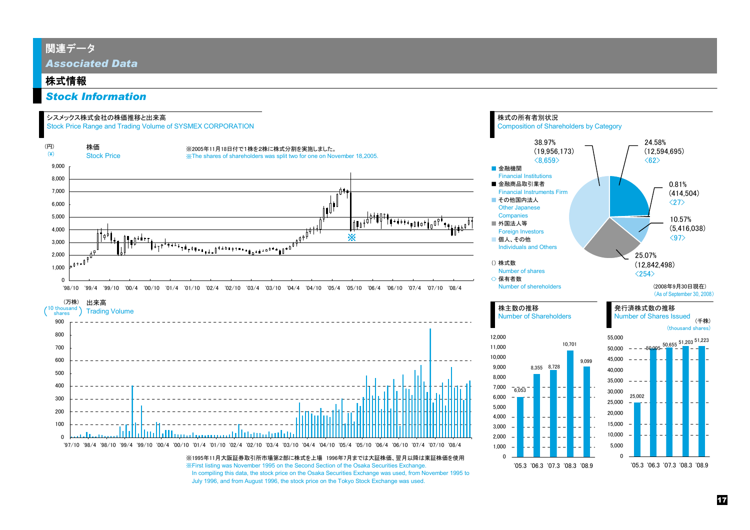# 関連データ
*Associated Data*

## 株式情報
***Stock Information***

### シスメックス株式会社の株価推移と出来高
Stock Price Range and Trading Volume of SYSMEX CORPORATION

株価 Stock Price （円）(¥)

※2005年11月18日付で1株を2株に株式分割を実施しました。
※The shares of shareholders was split two for one on November 18,2005.

出来高 Trading Volume （万株）(10 thousand shares)

※1995年11月大阪証券取引所市場第2部に株式を上場 1996年7月までは大証株価、翌月以降は東証株価を使用
※First listing was November 1995 on the Second Section of the Osaka Securities Exchange.
In compiling this data, the stock price on the Osaka Securities Exchange was used, from November 1995 to July 1996, and from August 1996, the stock price on the Tokyo Stock Exchange was used.

### 株式の所有者別状況
Composition of Shareholders by Category

| Category | % | Number of shares | Number of shareholders |
|---|---|---|---|
| 金融機関 Financial Institutions | 24.58% | (12,594,695) | <62> |
| 金融商品取引業者 Financial Instruments Firm | 0.81% | (414,504) | <27> |
| その他国内法人 Other Japanese Companies | 10.57% | (5,416,038) | <97> |
| 外国法人等 Foreign Investors | 25.07% | (12,842,498) | <254> |
| 個人、その他 Individuals and Others | 38.97% | (19,956,173) | <8,659> |

() 株式数 Number of shares
◇ 保有者数 Number of shereholders

（2008年9月30日現在）
(As of September 30, 2008)

### 株主数の推移
Number of Shareholders

| '05.3 | '06.3 | '07.3 | '08.3 | '08.9 |
|---|---|---|---|---|
| 6,053 | 8,355 | 8,728 | 10,701 | 9,099 |

### 発行済株式数の推移
Number of Shares Issued

（千株）(thousand shares)

| '05.3 | '06.3 | '07.3 | '08.3 | '08.9 |
|---|---|---|---|---|
| 25,002 | 50,005 | 50,655 | 51,203 | 51,223 |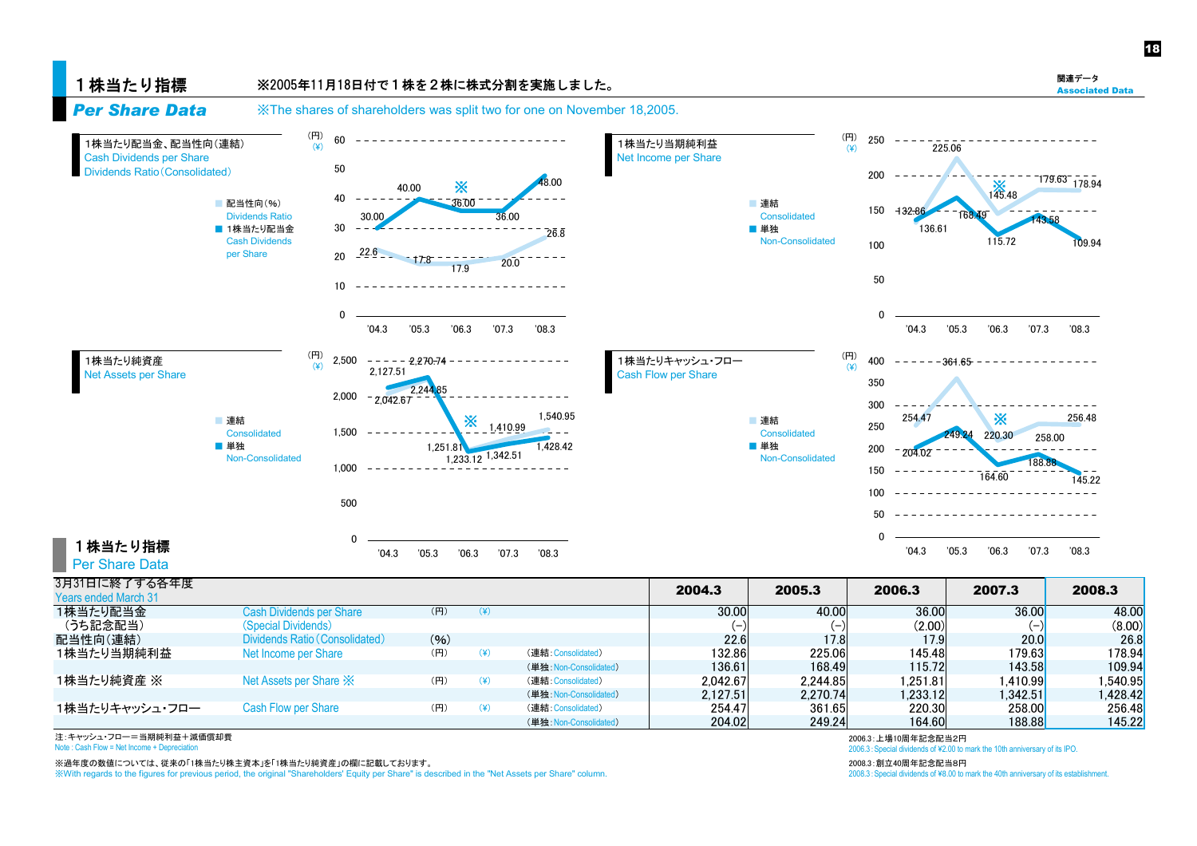# １株当たり指標

## Per Share Data

※2005年11月18日付で１株を２株に株式分割を実施しました。

※The shares of shareholders was split two for one on November 18,2005.

関連データ
Associated Data

### １株当たり配当金、配当性向（連結）
Cash Dividends per Share
Dividends Ratio（Consolidated）

配当性向（%）
Dividends Ratio
１株当たり配当金
Cash Dividends per Share

(円)
(¥)
60
50
40
30
20
10
0
'04.3 '05.3 '06.3 '07.3 '08.3
30.00
40.00
※
36.00
36.00
48.00
22.6
17.8
17.9
20.0
26.8

### １株当たり当期純利益
Net Income per Share

連結
Consolidated
単独
Non-Consolidated

(円)
(¥)
250
200
150
100
50
0
'04.3 '05.3 '06.3 '07.3 '08.3
225.06
※
145.48
179.63
178.94
132.86
136.61
168.49
115.72
143.58
109.94

### １株当たり純資産
Net Assets per Share

連結
Consolidated
単独
Non-Consolidated

(円)
(¥)
2,500
2,000
1,500
1,000
500
0
'04.3 '05.3 '06.3 '07.3 '08.3
2,270.74
2,127.51
2,244.85
2,042.67
※
1,410.99
1,540.95
1,251.81
1,233.12
1,342.51
1,428.42

### １株当たりキャッシュ・フロー
Cash Flow per Share

連結
Consolidated
単独
Non-Consolidated

(円)
(¥)
400
350
300
250
200
150
100
50
0
'04.3 '05.3 '06.3 '07.3 '08.3
361.65
254.47
※
256.48
249.24
220.30
258.00
204.02
188.88
164.60
145.22

## １株当たり指標
Per Share Data

| 3月31日に終了する各年度 Years ended March 31 | | | | | 2004.3 | 2005.3 | 2006.3 | 2007.3 | 2008.3 |
|---|---|---|---|---|---|---|---|---|---|
| １株当たり配当金 | Cash Dividends per Share | (円) | (¥) | | 30.00 | 40.00 | 36.00 | 36.00 | 48.00 |
| （うち記念配当） | (Special Dividends) | | | | (−) | (−) | (2.00) | (−) | (8.00) |
| 配当性向(連結) | Dividends Ratio (Consolidated) | (%) | | | 22.6 | 17.8 | 17.9 | 20.0 | 26.8 |
| １株当たり当期純利益 | Net Income per Share | (円) | (¥) | (連結：Consolidated) | 132.86 | 225.06 | 145.48 | 179.63 | 178.94 |
| | | | | (単独：Non-Consolidated) | 136.61 | 168.49 | 115.72 | 143.58 | 109.94 |
| １株当たり純資産 ※ | Net Assets per Share ※ | (円) | (¥) | (連結：Consolidated) | 2,042.67 | 2,244.85 | 1,251.81 | 1,410.99 | 1,540.95 |
| | | | | (単独：Non-Consolidated) | 2,127.51 | 2,270.74 | 1,233.12 | 1,342.51 | 1,428.42 |
| １株当たりキャッシュ・フロー | Cash Flow per Share | (円) | (¥) | (連結：Consolidated) | 254.47 | 361.65 | 220.30 | 258.00 | 256.48 |
| | | | | (単独：Non-Consolidated) | 204.02 | 249.24 | 164.60 | 188.88 | 145.22 |

注：キャッシュ・フロー＝当期純利益＋減価償却費
Note : Cash Flow = Net Income + Depreciation

※過年度の数値については、従来の「1株当たり株主資本」を「1株当たり純資産」の欄に記載しております。
※With regards to the figures for previous period, the original "Shareholders' Equity per Share" is described in the "Net Assets per Share" column.

2006.3：上場10周年記念配当2円
2006.3 : Special dividends of ¥2.00 to mark the 10th anniversary of its IPO.

2008.3：創立40周年記念配当8円
2008.3 : Special dividends of ¥8.00 to mark the 40th anniversary of its establishment.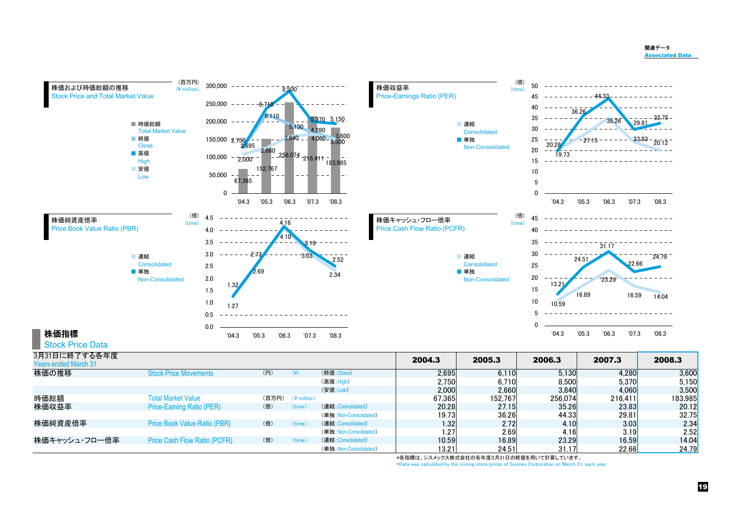関連データ
Associated Data

## 株価および時価総額の推移
Stock Price and Total Market Value

（百万円）
(¥ million)

■ 時価総額 Total Market Value
■ 終値 Close
■ 高値 High
■ 安値 Low

300,000
250,000
200,000
150,000
100,000
50,000
0

'04.3 '05.3 '06.3 '07.3 '08.3

2,750
2,695
2,000
67,365
6,710
6,110
2,660
152,767
8,500
5,130
3,840
256,074
5,370
4,280
4,060
216,411
5,150
3,600
3,500
183,985

## 株価収益率
Price-Earnings Ratio (PER)

（倍）
(time)

■ 連結 Consolidated
■ 単独 Non-Consolidated

50
45
40
35
30
25
20
15
10
5
0

'04.3 '05.3 '06.3 '07.3 '08.3

20.28
19.73
36.26
27.15
44.33
35.26
29.81
23.83
32.75
20.12

## 株価純資産倍率
Price Book Value Ratio (PBR)

（倍）
(time)

■ 連結 Consolidated
■ 単独 Non-Consolidated

4.5
4.0
3.5
3.0
2.5
2.0
1.5
1.0
0.5
0.0

'04.3 '05.3 '06.3 '07.3 '08.3

1.32
1.27
2.72
2.69
4.16
4.10
3.19
3.03
2.52
2.34

## 株価キャッシュ・フロー倍率
Price Cash Flow Ratio (PCFR)

（倍）
(time)

■ 連結 Consolidated
■ 単独 Non-Consolidated

45
40
35
30
25
20
15
10
5
0

'04.3 '05.3 '06.3 '07.3 '08.3

13.21
10.59
24.51
16.89
31.17
23.29
22.66
16.59
24.79
14.04

## 株価指標
Stock Price Data

| 3月31日に終了する各年度 Years ended March 31 | | | | 2004.3 | 2005.3 | 2006.3 | 2007.3 | 2008.3 |
|---|---|---|---|---|---|---|---|---|
| 株価の推移 | Stock Price Movements | （円） (¥) | （終値：Close） | 2,695 | 6,110 | 5,130 | 4,280 | 3,600 |
| | | | （高値：High） | 2,750 | 6,710 | 8,500 | 5,370 | 5,150 |
| | | | （安値：Low） | 2,000 | 2,660 | 3,840 | 4,060 | 3,500 |
| 時価総額 | Total Market Value | （百万円） (¥ million) | | 67,365 | 152,767 | 256,074 | 216,411 | 183,985 |
| 株価収益率 | Price-Earning Ratio (PER) | （倍） (time) | （連結：Consolidated） | 20.28 | 27.15 | 35.26 | 23.83 | 20.12 |
| | | | （単独：Non-Consolidated） | 19.73 | 36.26 | 44.33 | 29.81 | 32.75 |
| 株価純資産倍率 | Price Book Value Ratio (PBR) | （倍） (time) | （連結：Consolidated） | 1.32 | 2.72 | 4.10 | 3.03 | 2.34 |
| | | | （単独：Non-Consolidated） | 1.27 | 2.69 | 4.16 | 3.19 | 2.52 |
| 株価キャッシュ・フロー倍率 | Price Cash Flow Ratio (PCFR) | （倍） (time) | （連結：Consolidated） | 10.59 | 16.89 | 23.29 | 16.59 | 14.04 |
| | | | （単独：Non-Consolidated） | 13.21 | 24.51 | 31.17 | 22.66 | 24.79 |

*各指標は、シスメックス株式会社の各年度3月31日の終値を用いて計算しています。
*Data was calculated by the closing stock prices of Sysmex Corporation on March 31, each year.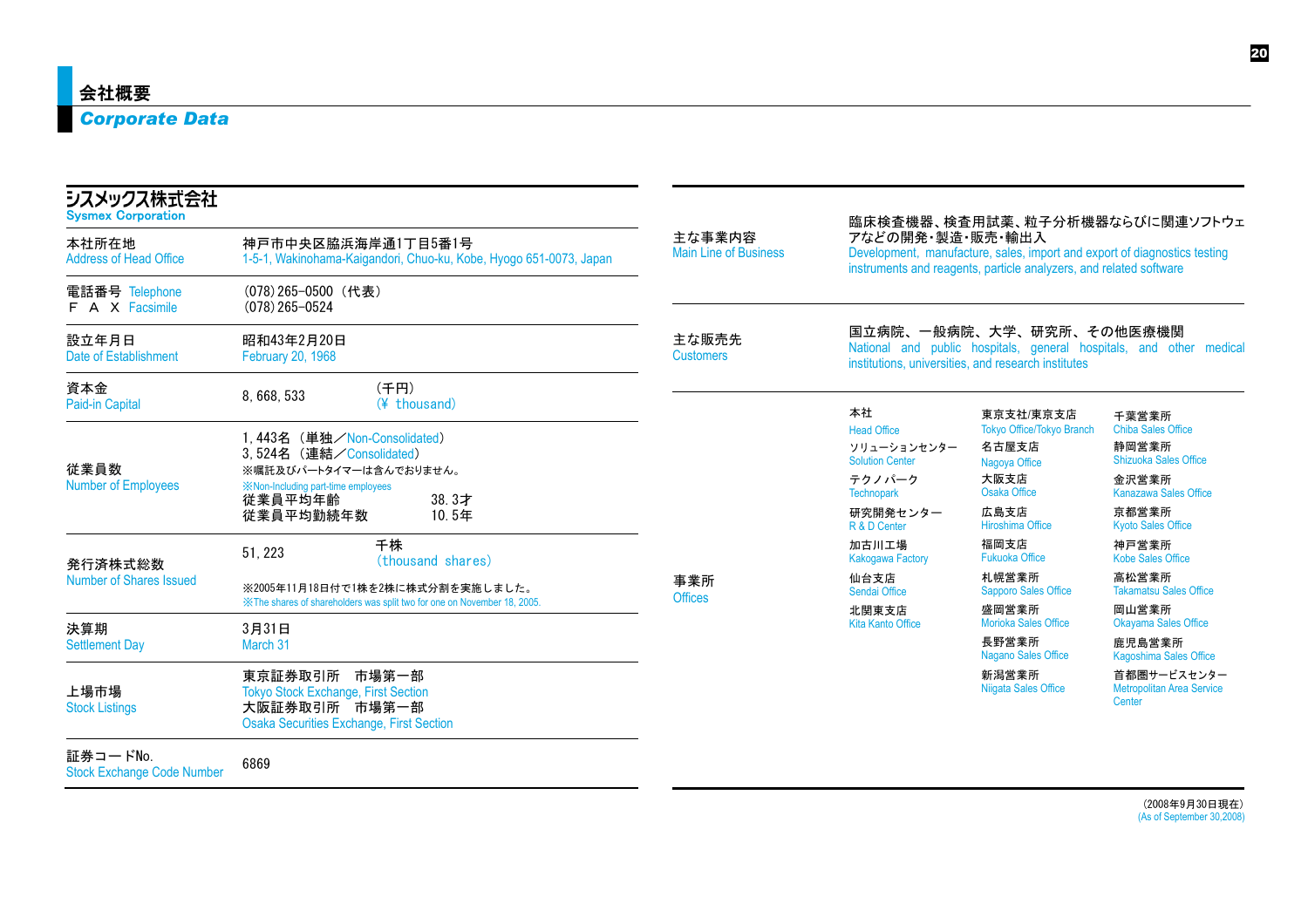# 会社概要
## Corporate Data

### シスメックス株式会社
**Sysmex Corporation**

| | | |
|---|---|---|
| 本社所在地<br>Address of Head Office | 神戸市中央区脇浜海岸通1丁目5番1号<br>1-5-1, Wakinohama-Kaigandori, Chuo-ku, Kobe, Hyogo 651-0073, Japan | |
| 電話番号 Telephone<br>ＦＡＸ Facsimile | (078) 265-0500（代表）<br>(078) 265-0524 | |
| 設立年月日<br>Date of Establishment | 昭和43年2月20日<br>February 20, 1968 | |
| 資本金<br>Paid-in Capital | 8, 668, 533 | （千円）<br>(¥ thousand) |
| 従業員数<br>Number of Employees | 1, 443名（単独／Non-Consolidated）<br>3, 524名（連結／Consolidated）<br>※嘱託及びパートタイマーは含んでおりません。<br>※Non-Including part-time employees<br>従業員平均年齢<br>従業員平均勤続年数 | <br><br><br><br>38. 3才<br>10. 5年 |
| 発行済株式総数<br>Number of Shares Issued | 51, 223<br>※2005年11月18日付で1株を2株に株式分割を実施しました。<br>※The shares of shareholders was split two for one on November 18, 2005. | 千株<br>(thousand shares) |
| 決算期<br>Settlement Day | 3月31日<br>March 31 | |
| 上場市場<br>Stock Listings | 東京証券取引所　市場第一部<br>Tokyo Stock Exchange, First Section<br>大阪証券取引所　市場第一部<br>Osaka Securities Exchange, First Section | |
| 証券コードNo.<br>Stock Exchange Code Number | 6869 | |

| | |
|---|---|
| 主な事業内容<br>Main Line of Business | 臨床検査機器、検査用試薬、粒子分析機器ならびに関連ソフトウェアなどの開発・製造・販売・輸出入<br>Development, manufacture, sales, import and export of diagnostics testing instruments and reagents, particle analyzers, and related software |
| 主な販売先<br>Customers | 国立病院、一般病院、大学、研究所、その他医療機関<br>National and public hospitals, general hospitals, and other medical institutions, universities, and research institutes |

**事業所 Offices**

| | | |
|---|---|---|
| 本社<br>Head Office | 東京支社/東京支店<br>Tokyo Office/Tokyo Branch | 千葉営業所<br>Chiba Sales Office |
| ソリューションセンター<br>Solution Center | 名古屋支店<br>Nagoya Office | 静岡営業所<br>Shizuoka Sales Office |
| テクノパーク<br>Technopark | 大阪支店<br>Osaka Office | 金沢営業所<br>Kanazawa Sales Office |
| 研究開発センター<br>R & D Center | 広島支店<br>Hiroshima Office | 京都営業所<br>Kyoto Sales Office |
| 加古川工場<br>Kakogawa Factory | 福岡支店<br>Fukuoka Office | 神戸営業所<br>Kobe Sales Office |
| 仙台支店<br>Sendai Office | 札幌営業所<br>Sapporo Sales Office | 高松営業所<br>Takamatsu Sales Office |
| 北関東支店<br>Kita Kanto Office | 盛岡営業所<br>Morioka Sales Office | 岡山営業所<br>Okayama Sales Office |
| | 長野営業所<br>Nagano Sales Office | 鹿児島営業所<br>Kagoshima Sales Office |
| | 新潟営業所<br>Niigata Sales Office | 首都圏サービスセンター<br>Metropolitan Area Service Center |

（2008年9月30日現在）
(As of September 30,2008)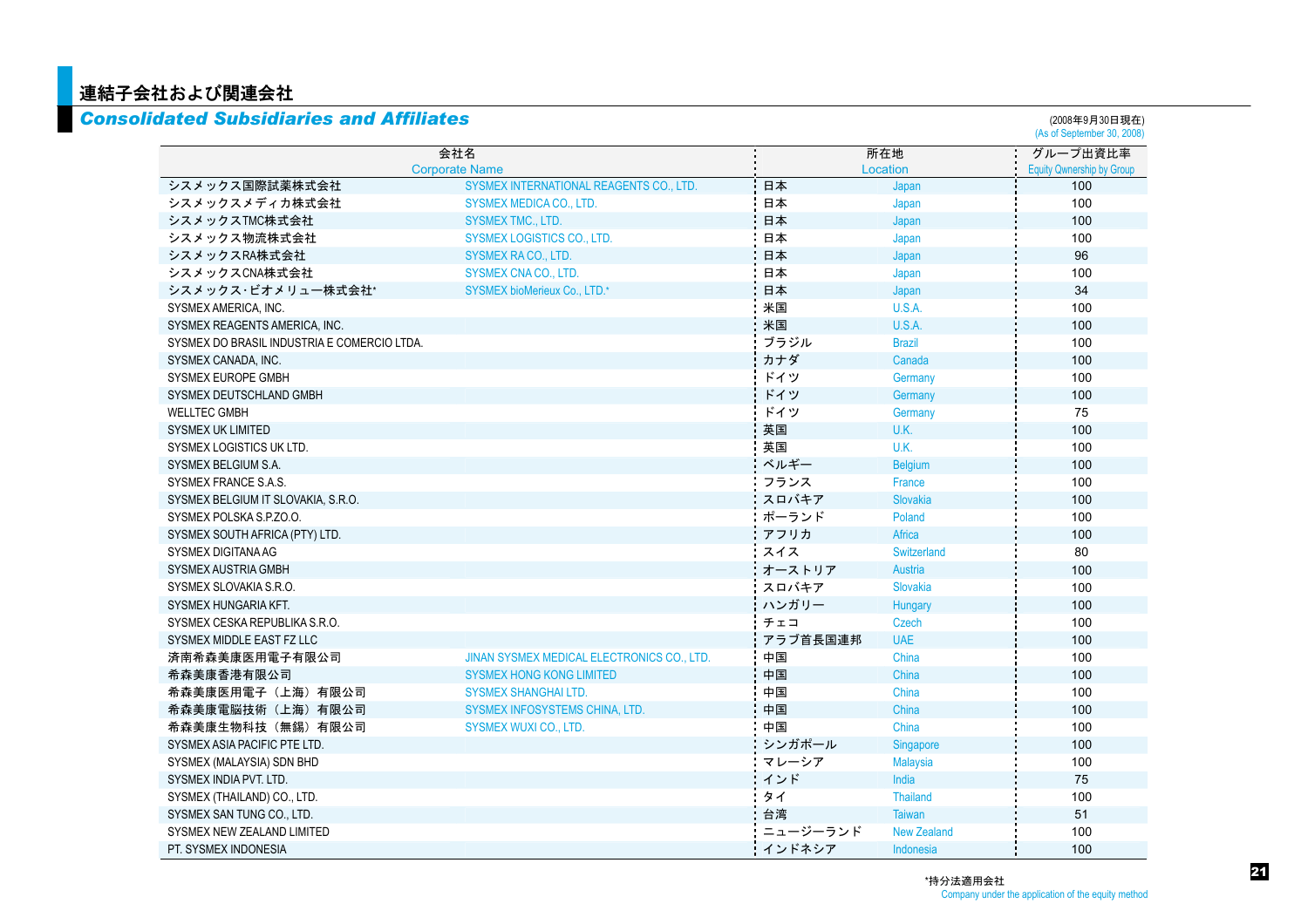# 連結子会社および関連会社
## *Consolidated Subsidiaries and Affiliates*

(2008年9月30日現在)
(As of September 30, 2008)

| 会社名 | Corporate Name | 所在地 | Location | グループ出資比率 Equity Ownership by Group |
|---|---|---|---|---|
| シスメックス国際試薬株式会社 | SYSMEX INTERNATIONAL REAGENTS CO., LTD. | 日本 | Japan | 100 |
| シスメックスメディカ株式会社 | SYSMEX MEDICA CO., LTD. | 日本 | Japan | 100 |
| シスメックスTMC株式会社 | SYSMEX TMC., LTD. | 日本 | Japan | 100 |
| シスメックス物流株式会社 | SYSMEX LOGISTICS CO., LTD. | 日本 | Japan | 100 |
| シスメックスRA株式会社 | SYSMEX RA CO., LTD. | 日本 | Japan | 96 |
| シスメックスCNA株式会社 | SYSMEX CNA CO., LTD. | 日本 | Japan | 100 |
| シスメックス･ビオメリュー株式会社* | SYSMEX bioMerieux Co., LTD.* | 日本 | Japan | 34 |
| SYSMEX AMERICA, INC. | | 米国 | U.S.A. | 100 |
| SYSMEX REAGENTS AMERICA, INC. | | 米国 | U.S.A. | 100 |
| SYSMEX DO BRASIL INDUSTRIA E COMERCIO LTDA. | | ブラジル | Brazil | 100 |
| SYSMEX CANADA, INC. | | カナダ | Canada | 100 |
| SYSMEX EUROPE GMBH | | ドイツ | Germany | 100 |
| SYSMEX DEUTSCHLAND GMBH | | ドイツ | Germany | 100 |
| WELLTEC GMBH | | ドイツ | Germany | 75 |
| SYSMEX UK LIMITED | | 英国 | U.K. | 100 |
| SYSMEX LOGISTICS UK LTD. | | 英国 | U.K. | 100 |
| SYSMEX BELGIUM S.A. | | ベルギー | Belgium | 100 |
| SYSMEX FRANCE S.A.S. | | フランス | France | 100 |
| SYSMEX BELGIUM IT SLOVAKIA, S.R.O. | | スロバキア | Slovakia | 100 |
| SYSMEX POLSKA S.P.ZO.O. | | ポーランド | Poland | 100 |
| SYSMEX SOUTH AFRICA (PTY) LTD. | | アフリカ | Africa | 100 |
| SYSMEX DIGITANA AG | | スイス | Switzerland | 80 |
| SYSMEX AUSTRIA GMBH | | オーストリア | Austria | 100 |
| SYSMEX SLOVAKIA S.R.O. | | スロバキア | Slovakia | 100 |
| SYSMEX HUNGARIA KFT. | | ハンガリー | Hungary | 100 |
| SYSMEX CESKA REPUBLIKA S.R.O. | | チェコ | Czech | 100 |
| SYSMEX MIDDLE EAST FZ LLC | | アラブ首長国連邦 | UAE | 100 |
| 済南希森美康医用電子有限公司 | JINAN SYSMEX MEDICAL ELECTRONICS CO., LTD. | 中国 | China | 100 |
| 希森美康香港有限公司 | SYSMEX HONG KONG LIMITED | 中国 | China | 100 |
| 希森美康医用電子（上海）有限公司 | SYSMEX SHANGHAI LTD. | 中国 | China | 100 |
| 希森美康電脳技術（上海）有限公司 | SYSMEX INFOSYSTEMS CHINA, LTD. | 中国 | China | 100 |
| 希森美康生物科技（無錫）有限公司 | SYSMEX WUXI CO., LTD. | 中国 | China | 100 |
| SYSMEX ASIA PACIFIC PTE LTD. | | シンガポール | Singapore | 100 |
| SYSMEX (MALAYSIA) SDN BHD | | マレーシア | Malaysia | 100 |
| SYSMEX INDIA PVT. LTD. | | インド | India | 75 |
| SYSMEX (THAILAND) CO., LTD. | | タイ | Thailand | 100 |
| SYSMEX SAN TUNG CO., LTD. | | 台湾 | Taiwan | 51 |
| SYSMEX NEW ZEALAND LIMITED | | ニュージーランド | New Zealand | 100 |
| PT. SYSMEX INDONESIA | | インドネシア | Indonesia | 100 |

*持分法適用会社
Company under the application of the equity method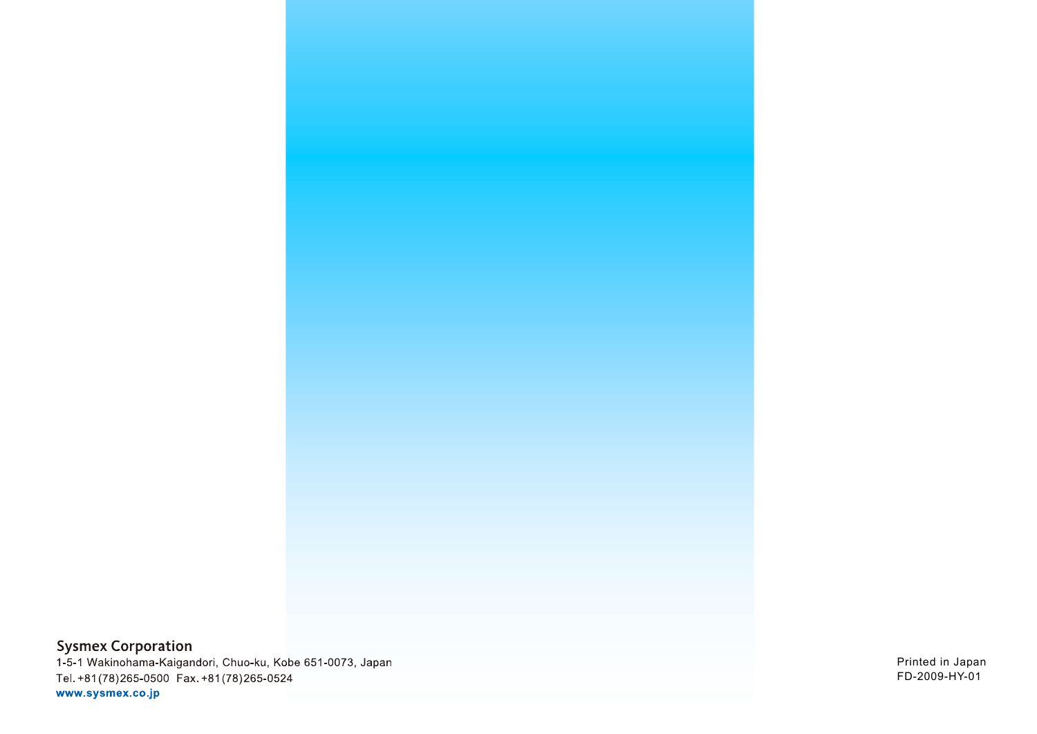**Sysmex Corporation**

1-5-1 Wakinohama-Kaigandori, Chuo-ku, Kobe 651-0073, Japan

Tel. +81(78)265-0500  Fax. +81(78)265-0524

www.sysmex.co.jp

Printed in Japan

FD-2009-HY-01